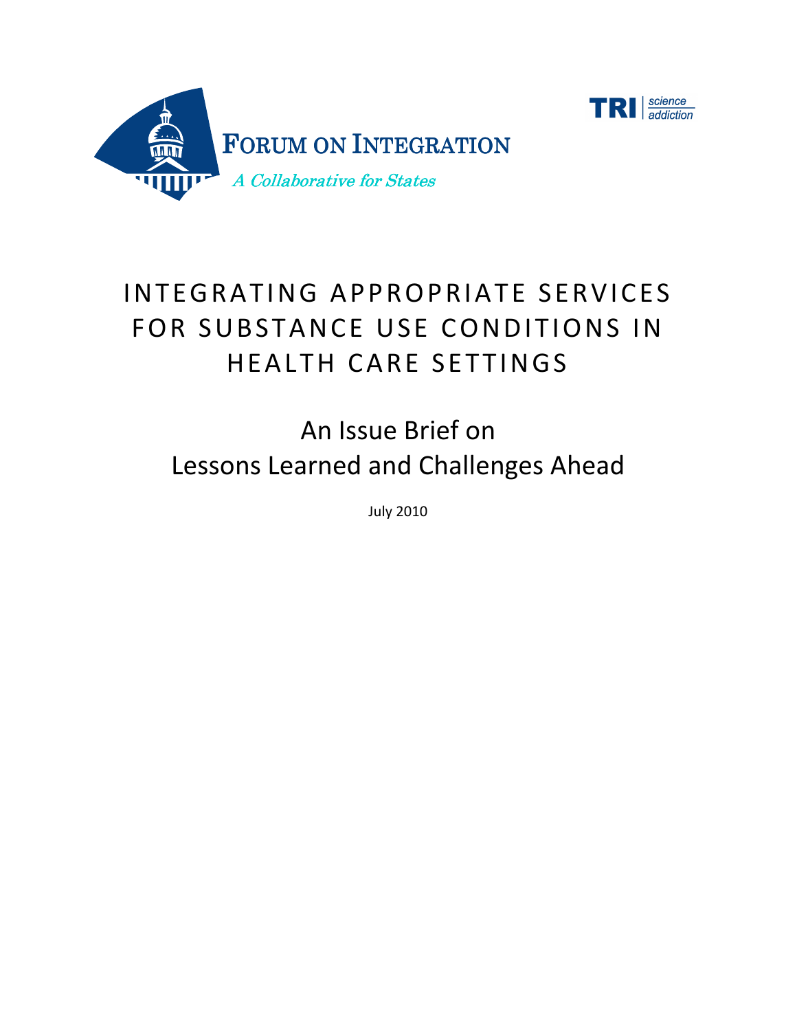FORUM ON INTEGRATION

*A Collaborative for States*

TRI | science addiction

# INTEGRATING APPROPRIATE SERVICES FOR SUBSTANCE USE CONDITIONS IN HEALTH CARE SETTINGS

## An Issue Brief on Lessons Learned and Challenges Ahead

July 2010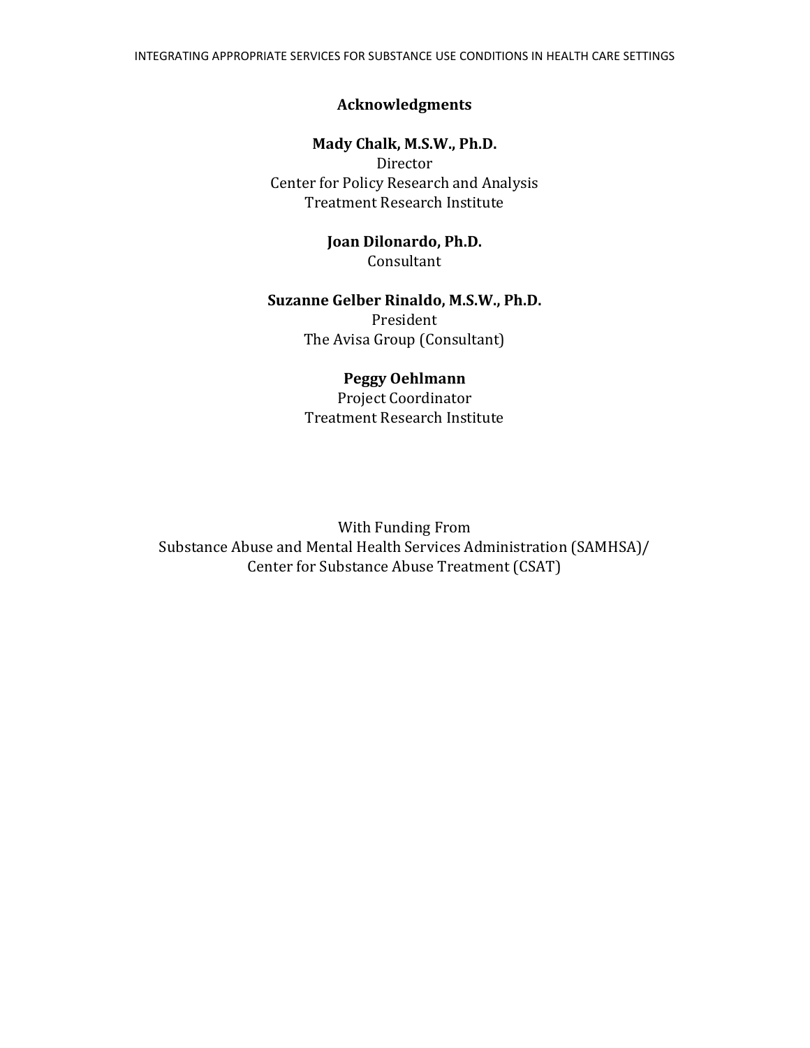## Acknowledgments

**Mady Chalk, M.S.W., Ph.D.**
Director
Center for Policy Research and Analysis
Treatment Research Institute

**Joan Dilonardo, Ph.D.**
Consultant

**Suzanne Gelber Rinaldo, M.S.W., Ph.D.**
President
The Avisa Group (Consultant)

**Peggy Oehlmann**
Project Coordinator
Treatment Research Institute

With Funding From
Substance Abuse and Mental Health Services Administration (SAMHSA)/
Center for Substance Abuse Treatment (CSAT)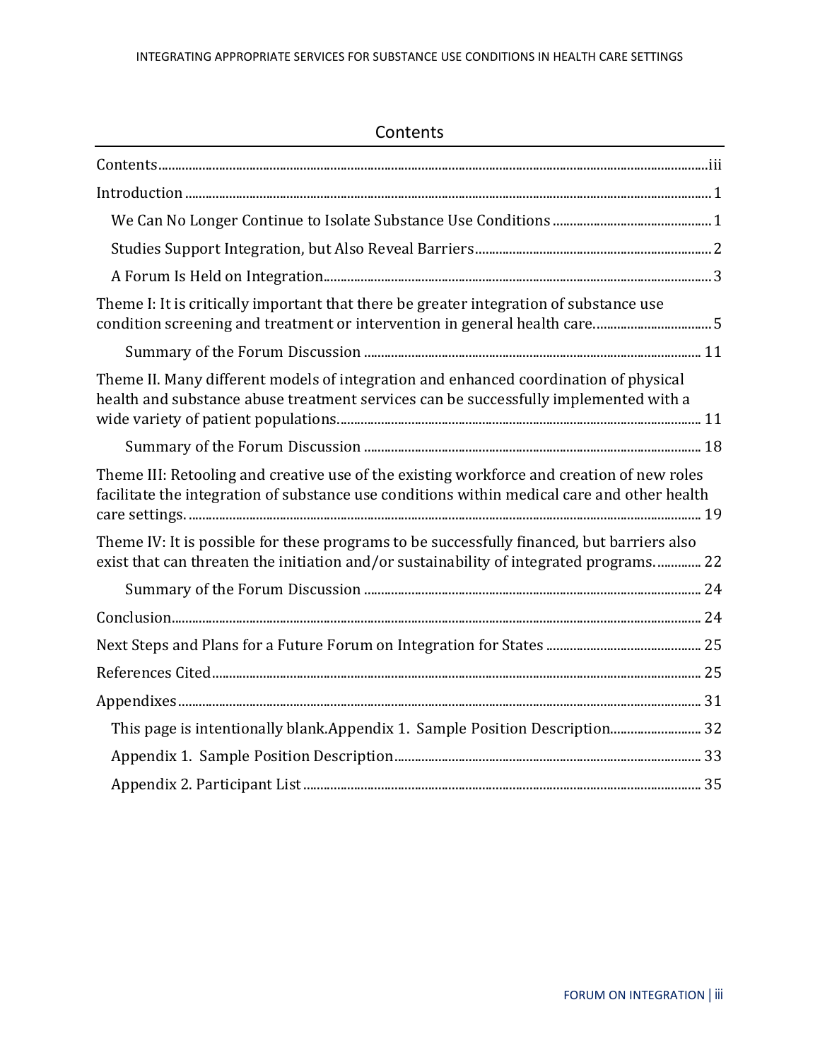# Contents

Contents ..... iii

Introduction ..... 1

- We Can No Longer Continue to Isolate Substance Use Conditions ..... 1
- Studies Support Integration, but Also Reveal Barriers ..... 2
- A Forum Is Held on Integration ..... 3

Theme I: It is critically important that there be greater integration of substance use condition screening and treatment or intervention in general health care. ..... 5

- Summary of the Forum Discussion ..... 11

Theme II. Many different models of integration and enhanced coordination of physical health and substance abuse treatment services can be successfully implemented with a wide variety of patient populations. ..... 11

- Summary of the Forum Discussion ..... 18

Theme III: Retooling and creative use of the existing workforce and creation of new roles facilitate the integration of substance use conditions within medical care and other health care settings. ..... 19

Theme IV: It is possible for these programs to be successfully financed, but barriers also exist that can threaten the initiation and/or sustainability of integrated programs. ..... 22

- Summary of the Forum Discussion ..... 24

Conclusion ..... 24

Next Steps and Plans for a Future Forum on Integration for States ..... 25

References Cited ..... 25

Appendixes ..... 31

- This page is intentionally blank.Appendix 1. Sample Position Description ..... 32
- Appendix 1. Sample Position Description ..... 33
- Appendix 2. Participant List ..... 35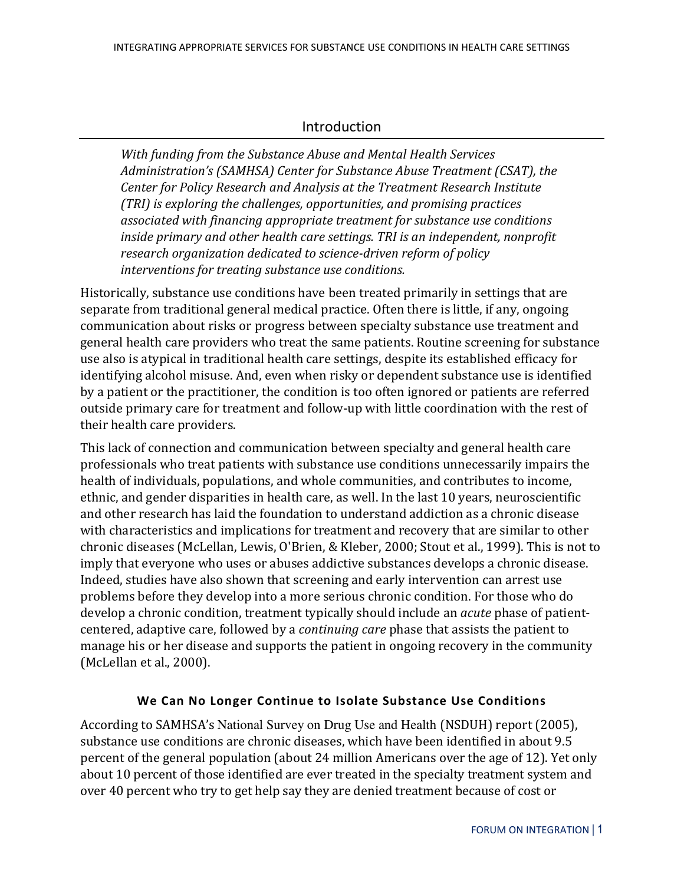## Introduction

*With funding from the Substance Abuse and Mental Health Services Administration's (SAMHSA) Center for Substance Abuse Treatment (CSAT), the Center for Policy Research and Analysis at the Treatment Research Institute (TRI) is exploring the challenges, opportunities, and promising practices associated with financing appropriate treatment for substance use conditions inside primary and other health care settings. TRI is an independent, nonprofit research organization dedicated to science-driven reform of policy interventions for treating substance use conditions.*

Historically, substance use conditions have been treated primarily in settings that are separate from traditional general medical practice. Often there is little, if any, ongoing communication about risks or progress between specialty substance use treatment and general health care providers who treat the same patients. Routine screening for substance use also is atypical in traditional health care settings, despite its established efficacy for identifying alcohol misuse. And, even when risky or dependent substance use is identified by a patient or the practitioner, the condition is too often ignored or patients are referred outside primary care for treatment and follow-up with little coordination with the rest of their health care providers.

This lack of connection and communication between specialty and general health care professionals who treat patients with substance use conditions unnecessarily impairs the health of individuals, populations, and whole communities, and contributes to income, ethnic, and gender disparities in health care, as well. In the last 10 years, neuroscientific and other research has laid the foundation to understand addiction as a chronic disease with characteristics and implications for treatment and recovery that are similar to other chronic diseases (McLellan, Lewis, O'Brien, & Kleber, 2000; Stout et al., 1999). This is not to imply that everyone who uses or abuses addictive substances develops a chronic disease. Indeed, studies have also shown that screening and early intervention can arrest use problems before they develop into a more serious chronic condition. For those who do develop a chronic condition, treatment typically should include an *acute* phase of patient-centered, adaptive care, followed by a *continuing care* phase that assists the patient to manage his or her disease and supports the patient in ongoing recovery in the community (McLellan et al., 2000).

### We Can No Longer Continue to Isolate Substance Use Conditions

According to SAMHSA's National Survey on Drug Use and Health (NSDUH) report (2005), substance use conditions are chronic diseases, which have been identified in about 9.5 percent of the general population (about 24 million Americans over the age of 12). Yet only about 10 percent of those identified are ever treated in the specialty treatment system and over 40 percent who try to get help say they are denied treatment because of cost or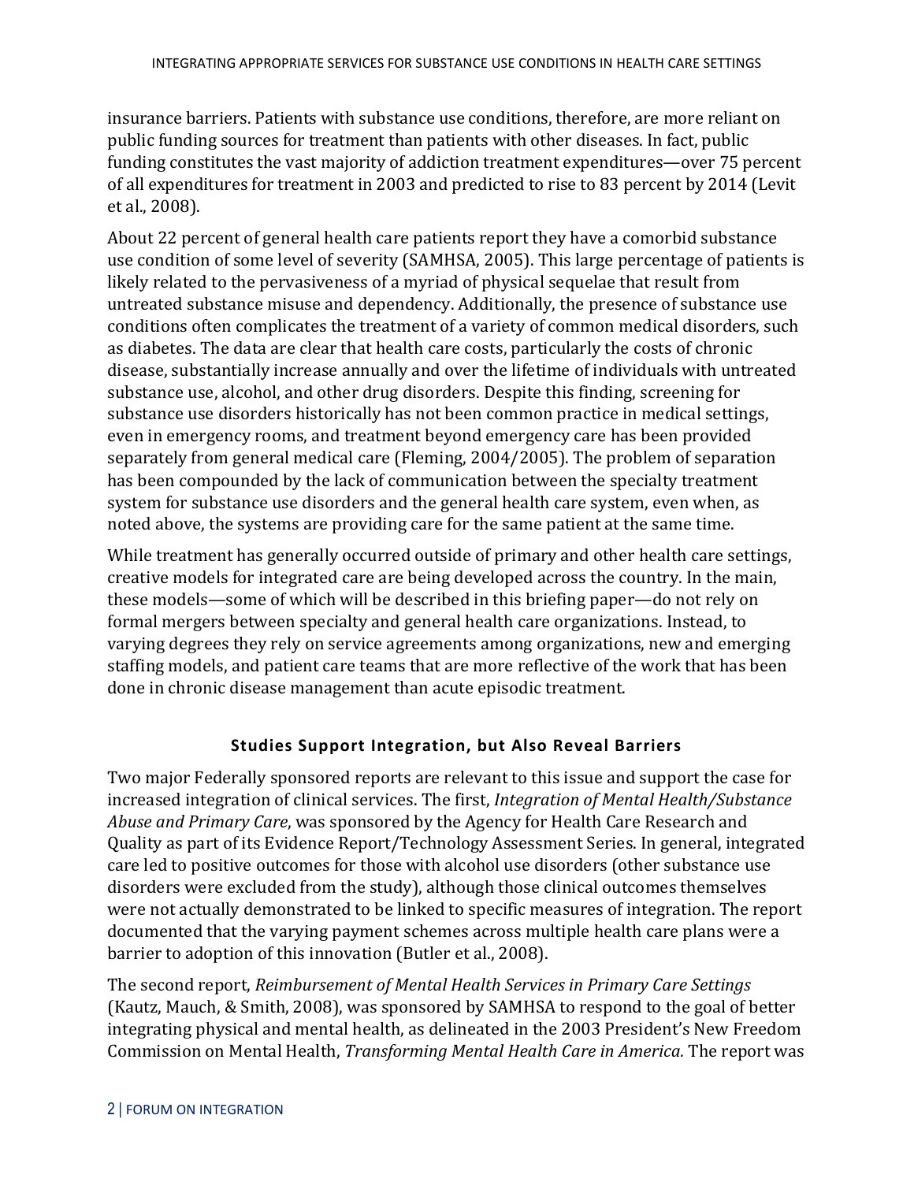insurance barriers. Patients with substance use conditions, therefore, are more reliant on public funding sources for treatment than patients with other diseases. In fact, public funding constitutes the vast majority of addiction treatment expenditures—over 75 percent of all expenditures for treatment in 2003 and predicted to rise to 83 percent by 2014 (Levit et al., 2008).

About 22 percent of general health care patients report they have a comorbid substance use condition of some level of severity (SAMHSA, 2005). This large percentage of patients is likely related to the pervasiveness of a myriad of physical sequelae that result from untreated substance misuse and dependency. Additionally, the presence of substance use conditions often complicates the treatment of a variety of common medical disorders, such as diabetes. The data are clear that health care costs, particularly the costs of chronic disease, substantially increase annually and over the lifetime of individuals with untreated substance use, alcohol, and other drug disorders. Despite this finding, screening for substance use disorders historically has not been common practice in medical settings, even in emergency rooms, and treatment beyond emergency care has been provided separately from general medical care (Fleming, 2004/2005). The problem of separation has been compounded by the lack of communication between the specialty treatment system for substance use disorders and the general health care system, even when, as noted above, the systems are providing care for the same patient at the same time.

While treatment has generally occurred outside of primary and other health care settings, creative models for integrated care are being developed across the country. In the main, these models—some of which will be described in this briefing paper—do not rely on formal mergers between specialty and general health care organizations. Instead, to varying degrees they rely on service agreements among organizations, new and emerging staffing models, and patient care teams that are more reflective of the work that has been done in chronic disease management than acute episodic treatment.

## Studies Support Integration, but Also Reveal Barriers

Two major Federally sponsored reports are relevant to this issue and support the case for increased integration of clinical services. The first, *Integration of Mental Health/Substance Abuse and Primary Care*, was sponsored by the Agency for Health Care Research and Quality as part of its Evidence Report/Technology Assessment Series. In general, integrated care led to positive outcomes for those with alcohol use disorders (other substance use disorders were excluded from the study), although those clinical outcomes themselves were not actually demonstrated to be linked to specific measures of integration. The report documented that the varying payment schemes across multiple health care plans were a barrier to adoption of this innovation (Butler et al., 2008).

The second report, *Reimbursement of Mental Health Services in Primary Care Settings* (Kautz, Mauch, & Smith, 2008), was sponsored by SAMHSA to respond to the goal of better integrating physical and mental health, as delineated in the 2003 President's New Freedom Commission on Mental Health, *Transforming Mental Health Care in America.* The report was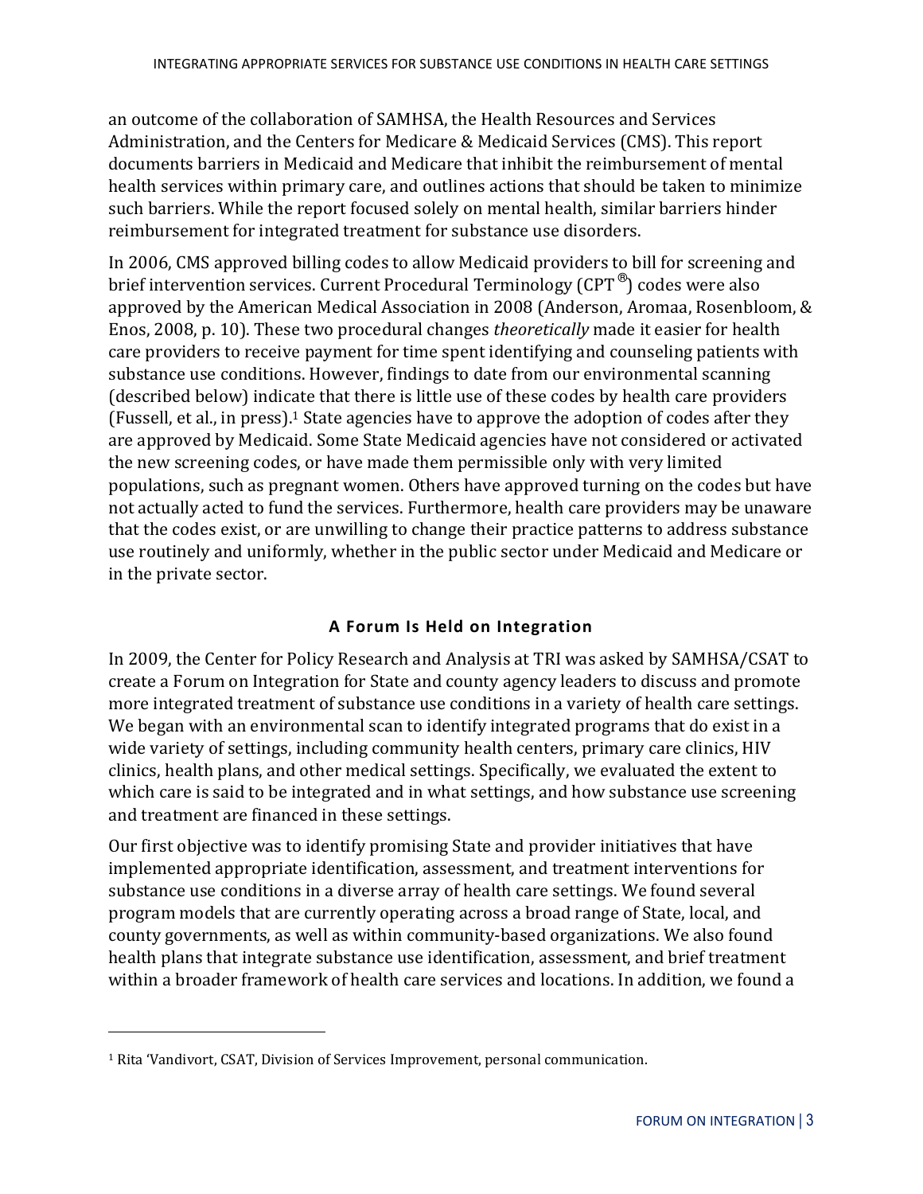an outcome of the collaboration of SAMHSA, the Health Resources and Services Administration, and the Centers for Medicare & Medicaid Services (CMS). This report documents barriers in Medicaid and Medicare that inhibit the reimbursement of mental health services within primary care, and outlines actions that should be taken to minimize such barriers. While the report focused solely on mental health, similar barriers hinder reimbursement for integrated treatment for substance use disorders.

In 2006, CMS approved billing codes to allow Medicaid providers to bill for screening and brief intervention services. Current Procedural Terminology (CPT®) codes were also approved by the American Medical Association in 2008 (Anderson, Aromaa, Rosenbloom, & Enos, 2008, p. 10). These two procedural changes *theoretically* made it easier for health care providers to receive payment for time spent identifying and counseling patients with substance use conditions. However, findings to date from our environmental scanning (described below) indicate that there is little use of these codes by health care providers (Fussell, et al., in press).[1] State agencies have to approve the adoption of codes after they are approved by Medicaid. Some State Medicaid agencies have not considered or activated the new screening codes, or have made them permissible only with very limited populations, such as pregnant women. Others have approved turning on the codes but have not actually acted to fund the services. Furthermore, health care providers may be unaware that the codes exist, or are unwilling to change their practice patterns to address substance use routinely and uniformly, whether in the public sector under Medicaid and Medicare or in the private sector.

## A Forum Is Held on Integration

In 2009, the Center for Policy Research and Analysis at TRI was asked by SAMHSA/CSAT to create a Forum on Integration for State and county agency leaders to discuss and promote more integrated treatment of substance use conditions in a variety of health care settings. We began with an environmental scan to identify integrated programs that do exist in a wide variety of settings, including community health centers, primary care clinics, HIV clinics, health plans, and other medical settings. Specifically, we evaluated the extent to which care is said to be integrated and in what settings, and how substance use screening and treatment are financed in these settings.

Our first objective was to identify promising State and provider initiatives that have implemented appropriate identification, assessment, and treatment interventions for substance use conditions in a diverse array of health care settings. We found several program models that are currently operating across a broad range of State, local, and county governments, as well as within community-based organizations. We also found health plans that integrate substance use identification, assessment, and brief treatment within a broader framework of health care services and locations. In addition, we found a

[1] Rita 'Vandivort, CSAT, Division of Services Improvement, personal communication.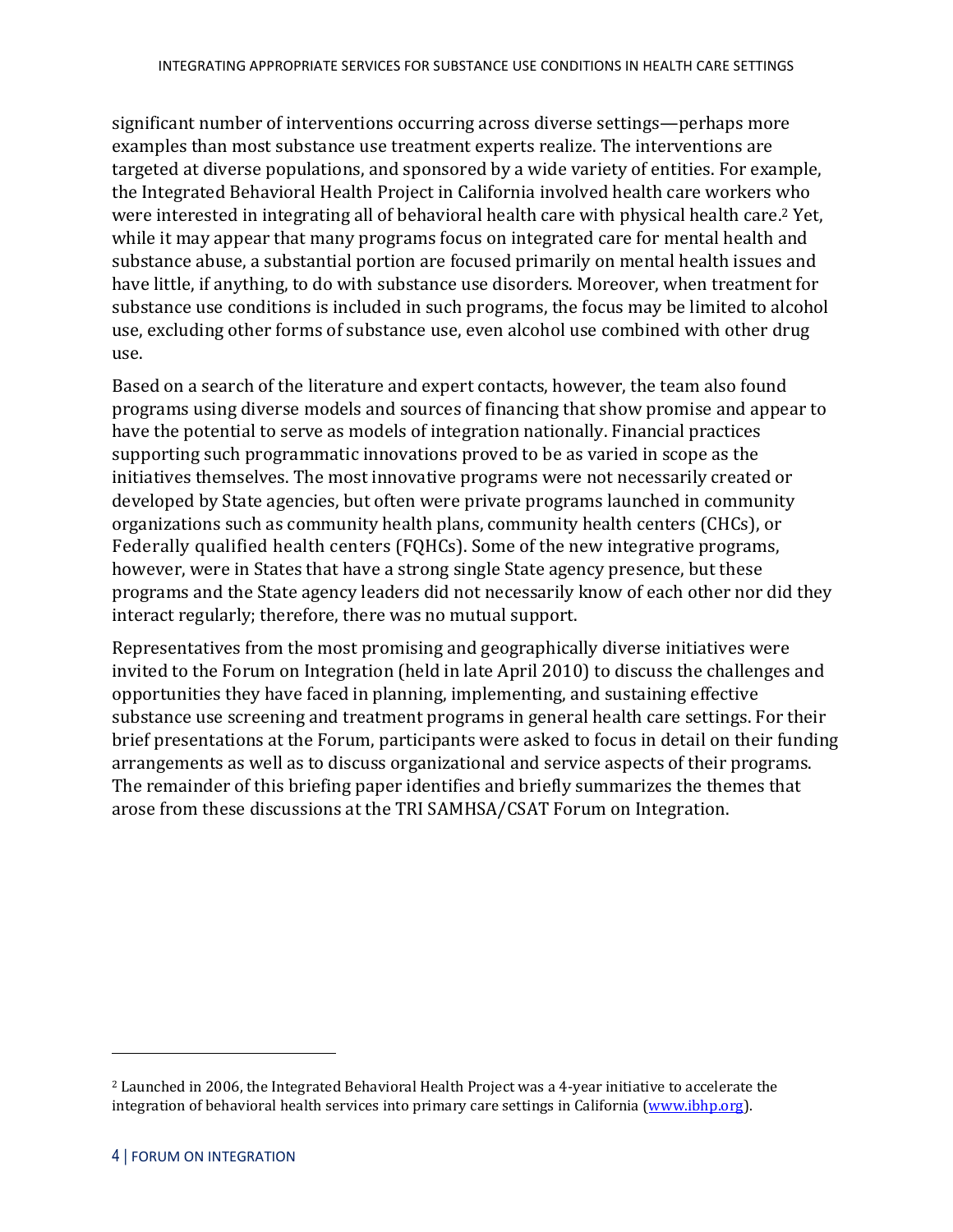significant number of interventions occurring across diverse settings—perhaps more examples than most substance use treatment experts realize. The interventions are targeted at diverse populations, and sponsored by a wide variety of entities. For example, the Integrated Behavioral Health Project in California involved health care workers who were interested in integrating all of behavioral health care with physical health care.[2] Yet, while it may appear that many programs focus on integrated care for mental health and substance abuse, a substantial portion are focused primarily on mental health issues and have little, if anything, to do with substance use disorders. Moreover, when treatment for substance use conditions is included in such programs, the focus may be limited to alcohol use, excluding other forms of substance use, even alcohol use combined with other drug use.

Based on a search of the literature and expert contacts, however, the team also found programs using diverse models and sources of financing that show promise and appear to have the potential to serve as models of integration nationally. Financial practices supporting such programmatic innovations proved to be as varied in scope as the initiatives themselves. The most innovative programs were not necessarily created or developed by State agencies, but often were private programs launched in community organizations such as community health plans, community health centers (CHCs), or Federally qualified health centers (FQHCs). Some of the new integrative programs, however, were in States that have a strong single State agency presence, but these programs and the State agency leaders did not necessarily know of each other nor did they interact regularly; therefore, there was no mutual support.

Representatives from the most promising and geographically diverse initiatives were invited to the Forum on Integration (held in late April 2010) to discuss the challenges and opportunities they have faced in planning, implementing, and sustaining effective substance use screening and treatment programs in general health care settings. For their brief presentations at the Forum, participants were asked to focus in detail on their funding arrangements as well as to discuss organizational and service aspects of their programs. The remainder of this briefing paper identifies and briefly summarizes the themes that arose from these discussions at the TRI SAMHSA/CSAT Forum on Integration.

---

[2] Launched in 2006, the Integrated Behavioral Health Project was a 4-year initiative to accelerate the integration of behavioral health services into primary care settings in California (www.ibhp.org).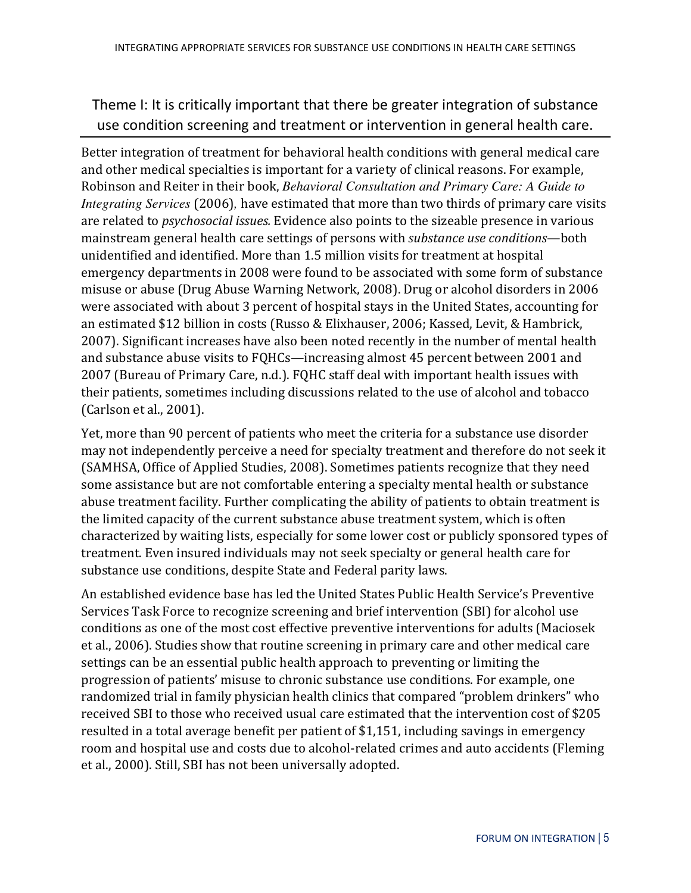## Theme I: It is critically important that there be greater integration of substance use condition screening and treatment or intervention in general health care.

Better integration of treatment for behavioral health conditions with general medical care and other medical specialties is important for a variety of clinical reasons. For example, Robinson and Reiter in their book, *Behavioral Consultation and Primary Care: A Guide to Integrating Services* (2006), have estimated that more than two thirds of primary care visits are related to *psychosocial issues.* Evidence also points to the sizeable presence in various mainstream general health care settings of persons with *substance use conditions*—both unidentified and identified. More than 1.5 million visits for treatment at hospital emergency departments in 2008 were found to be associated with some form of substance misuse or abuse (Drug Abuse Warning Network, 2008). Drug or alcohol disorders in 2006 were associated with about 3 percent of hospital stays in the United States, accounting for an estimated $12 billion in costs (Russo & Elixhauser, 2006; Kassed, Levit, & Hambrick, 2007). Significant increases have also been noted recently in the number of mental health and substance abuse visits to FQHCs—increasing almost 45 percent between 2001 and 2007 (Bureau of Primary Care, n.d.). FQHC staff deal with important health issues with their patients, sometimes including discussions related to the use of alcohol and tobacco (Carlson et al., 2001).

Yet, more than 90 percent of patients who meet the criteria for a substance use disorder may not independently perceive a need for specialty treatment and therefore do not seek it (SAMHSA, Office of Applied Studies, 2008). Sometimes patients recognize that they need some assistance but are not comfortable entering a specialty mental health or substance abuse treatment facility. Further complicating the ability of patients to obtain treatment is the limited capacity of the current substance abuse treatment system, which is often characterized by waiting lists, especially for some lower cost or publicly sponsored types of treatment. Even insured individuals may not seek specialty or general health care for substance use conditions, despite State and Federal parity laws.

An established evidence base has led the United States Public Health Service's Preventive Services Task Force to recognize screening and brief intervention (SBI) for alcohol use conditions as one of the most cost effective preventive interventions for adults (Maciosek et al., 2006). Studies show that routine screening in primary care and other medical care settings can be an essential public health approach to preventing or limiting the progression of patients' misuse to chronic substance use conditions. For example, one randomized trial in family physician health clinics that compared "problem drinkers" who received SBI to those who received usual care estimated that the intervention cost of $205 resulted in a total average benefit per patient of $1,151, including savings in emergency room and hospital use and costs due to alcohol-related crimes and auto accidents (Fleming et al., 2000). Still, SBI has not been universally adopted.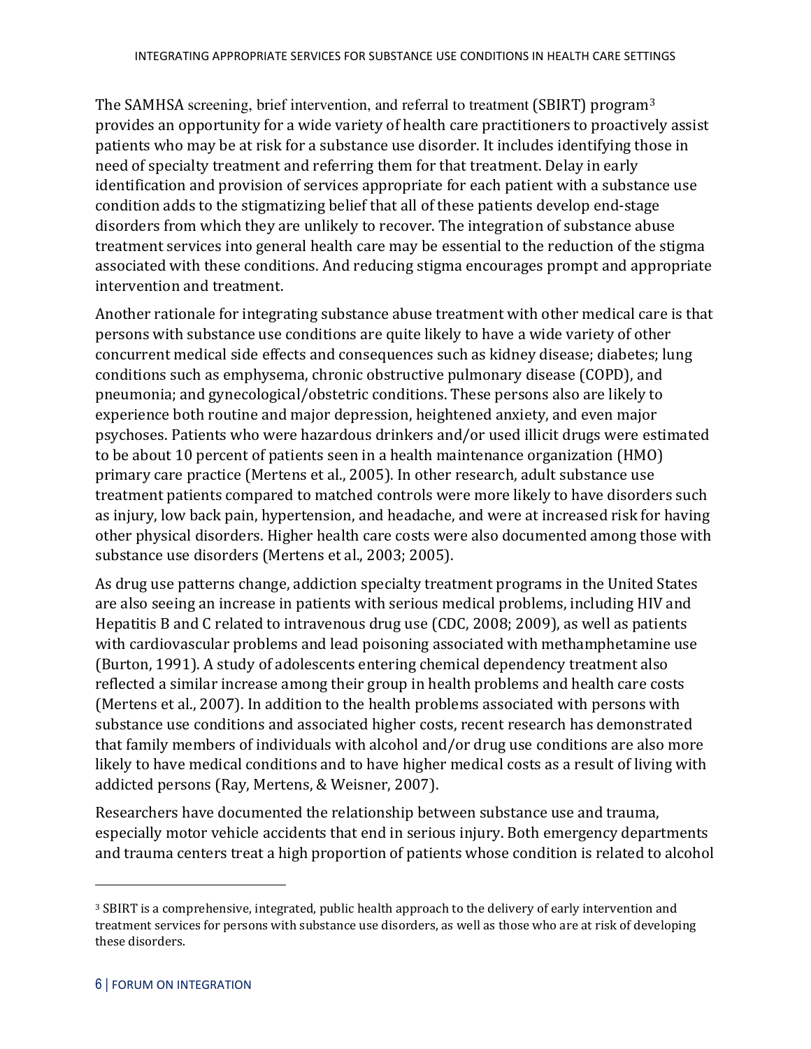The SAMHSA screening, brief intervention, and referral to treatment (SBIRT) program[3] provides an opportunity for a wide variety of health care practitioners to proactively assist patients who may be at risk for a substance use disorder. It includes identifying those in need of specialty treatment and referring them for that treatment. Delay in early identification and provision of services appropriate for each patient with a substance use condition adds to the stigmatizing belief that all of these patients develop end-stage disorders from which they are unlikely to recover. The integration of substance abuse treatment services into general health care may be essential to the reduction of the stigma associated with these conditions. And reducing stigma encourages prompt and appropriate intervention and treatment.

Another rationale for integrating substance abuse treatment with other medical care is that persons with substance use conditions are quite likely to have a wide variety of other concurrent medical side effects and consequences such as kidney disease; diabetes; lung conditions such as emphysema, chronic obstructive pulmonary disease (COPD), and pneumonia; and gynecological/obstetric conditions. These persons also are likely to experience both routine and major depression, heightened anxiety, and even major psychoses. Patients who were hazardous drinkers and/or used illicit drugs were estimated to be about 10 percent of patients seen in a health maintenance organization (HMO) primary care practice (Mertens et al., 2005). In other research, adult substance use treatment patients compared to matched controls were more likely to have disorders such as injury, low back pain, hypertension, and headache, and were at increased risk for having other physical disorders. Higher health care costs were also documented among those with substance use disorders (Mertens et al., 2003; 2005).

As drug use patterns change, addiction specialty treatment programs in the United States are also seeing an increase in patients with serious medical problems, including HIV and Hepatitis B and C related to intravenous drug use (CDC, 2008; 2009), as well as patients with cardiovascular problems and lead poisoning associated with methamphetamine use (Burton, 1991). A study of adolescents entering chemical dependency treatment also reflected a similar increase among their group in health problems and health care costs (Mertens et al., 2007). In addition to the health problems associated with persons with substance use conditions and associated higher costs, recent research has demonstrated that family members of individuals with alcohol and/or drug use conditions are also more likely to have medical conditions and to have higher medical costs as a result of living with addicted persons (Ray, Mertens, & Weisner, 2007).

Researchers have documented the relationship between substance use and trauma, especially motor vehicle accidents that end in serious injury. Both emergency departments and trauma centers treat a high proportion of patients whose condition is related to alcohol

---

[3] SBIRT is a comprehensive, integrated, public health approach to the delivery of early intervention and treatment services for persons with substance use disorders, as well as those who are at risk of developing these disorders.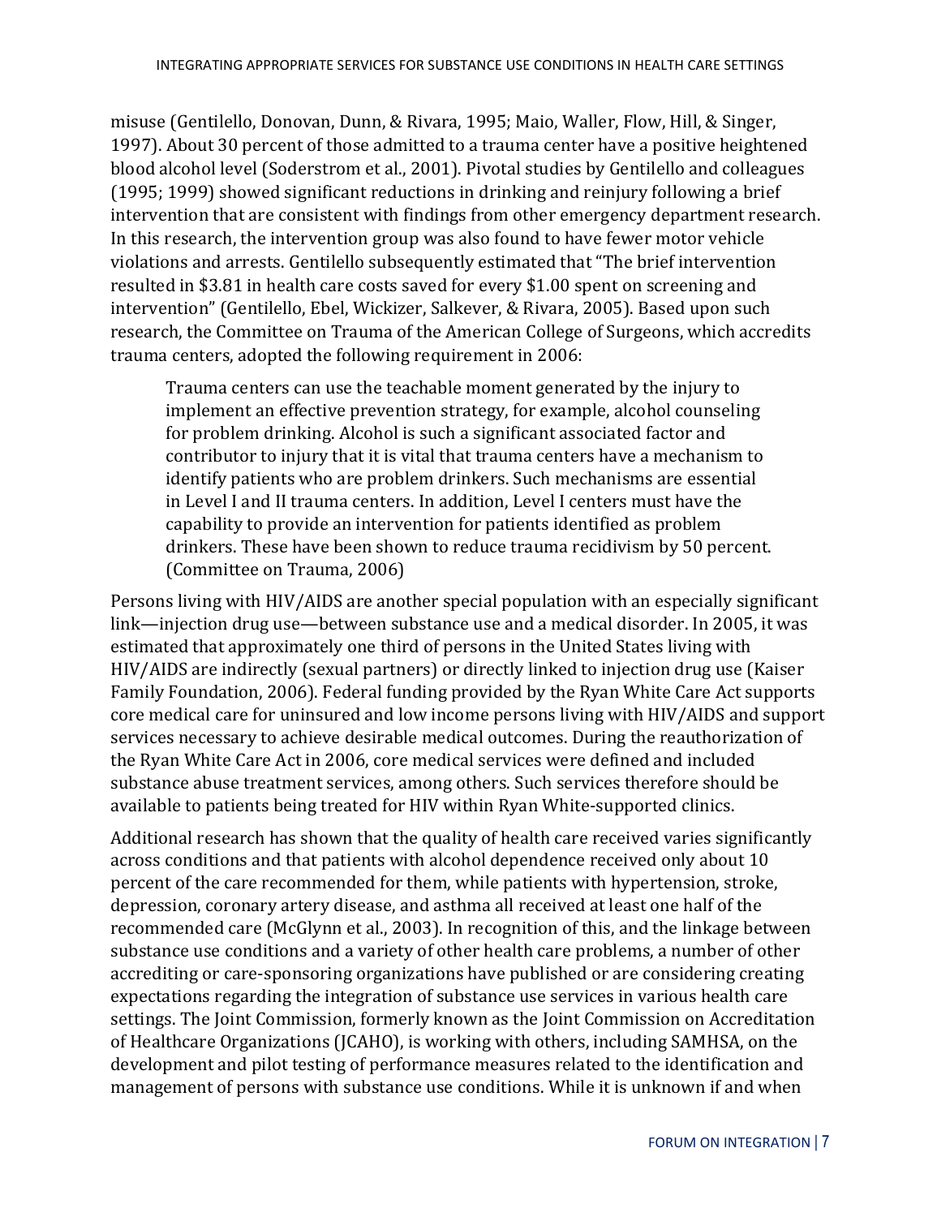misuse (Gentilello, Donovan, Dunn, & Rivara, 1995; Maio, Waller, Flow, Hill, & Singer, 1997). About 30 percent of those admitted to a trauma center have a positive heightened blood alcohol level (Soderstrom et al., 2001). Pivotal studies by Gentilello and colleagues (1995; 1999) showed significant reductions in drinking and reinjury following a brief intervention that are consistent with findings from other emergency department research. In this research, the intervention group was also found to have fewer motor vehicle violations and arrests. Gentilello subsequently estimated that "The brief intervention resulted in $3.81 in health care costs saved for every $1.00 spent on screening and intervention" (Gentilello, Ebel, Wickizer, Salkever, & Rivara, 2005). Based upon such research, the Committee on Trauma of the American College of Surgeons, which accredits trauma centers, adopted the following requirement in 2006:

> Trauma centers can use the teachable moment generated by the injury to implement an effective prevention strategy, for example, alcohol counseling for problem drinking. Alcohol is such a significant associated factor and contributor to injury that it is vital that trauma centers have a mechanism to identify patients who are problem drinkers. Such mechanisms are essential in Level I and II trauma centers. In addition, Level I centers must have the capability to provide an intervention for patients identified as problem drinkers. These have been shown to reduce trauma recidivism by 50 percent. (Committee on Trauma, 2006)

Persons living with HIV/AIDS are another special population with an especially significant link—injection drug use—between substance use and a medical disorder. In 2005, it was estimated that approximately one third of persons in the United States living with HIV/AIDS are indirectly (sexual partners) or directly linked to injection drug use (Kaiser Family Foundation, 2006). Federal funding provided by the Ryan White Care Act supports core medical care for uninsured and low income persons living with HIV/AIDS and support services necessary to achieve desirable medical outcomes. During the reauthorization of the Ryan White Care Act in 2006, core medical services were defined and included substance abuse treatment services, among others. Such services therefore should be available to patients being treated for HIV within Ryan White-supported clinics.

Additional research has shown that the quality of health care received varies significantly across conditions and that patients with alcohol dependence received only about 10 percent of the care recommended for them, while patients with hypertension, stroke, depression, coronary artery disease, and asthma all received at least one half of the recommended care (McGlynn et al., 2003). In recognition of this, and the linkage between substance use conditions and a variety of other health care problems, a number of other accrediting or care-sponsoring organizations have published or are considering creating expectations regarding the integration of substance use services in various health care settings. The Joint Commission, formerly known as the Joint Commission on Accreditation of Healthcare Organizations (JCAHO), is working with others, including SAMHSA, on the development and pilot testing of performance measures related to the identification and management of persons with substance use conditions. While it is unknown if and when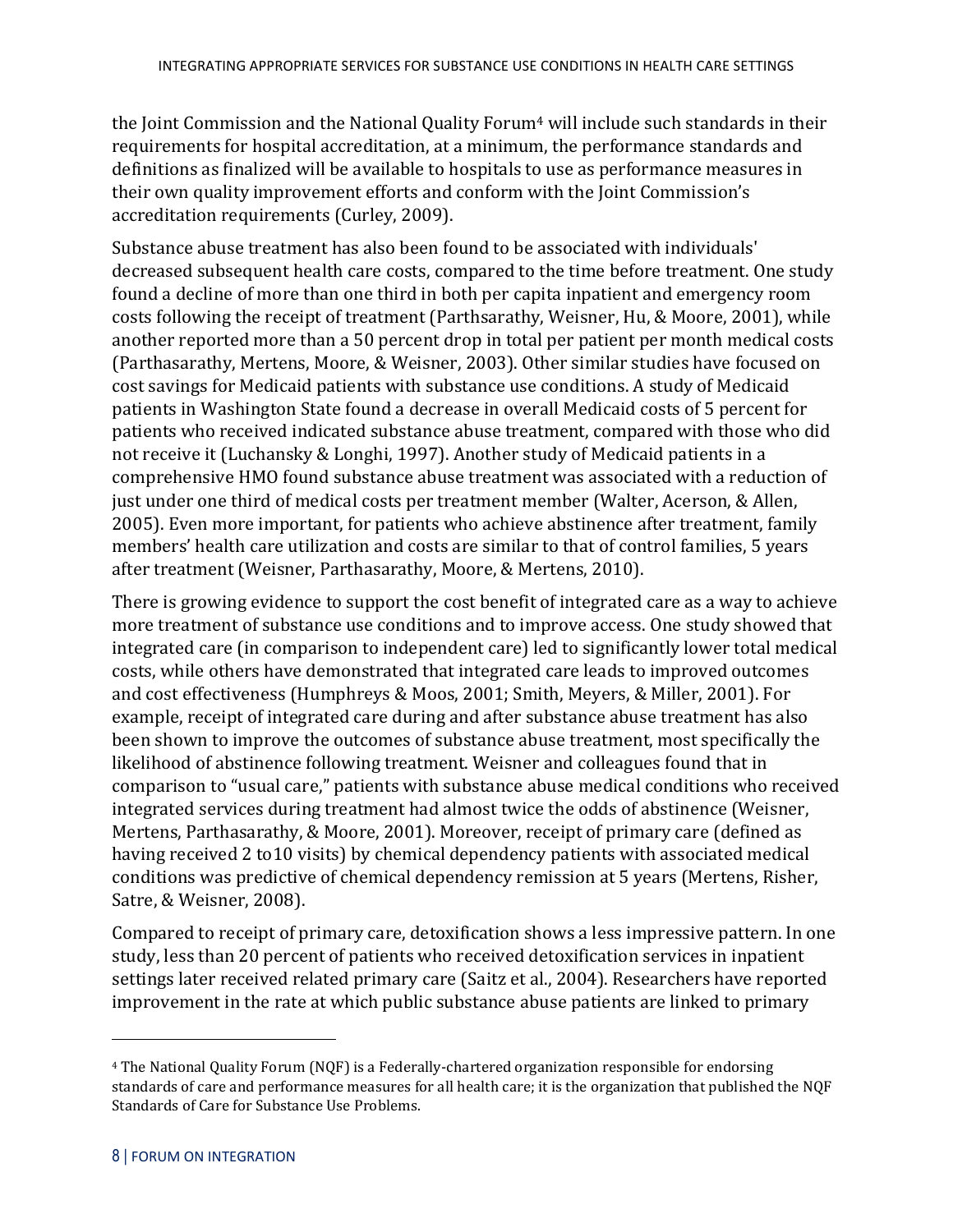the Joint Commission and the National Quality Forum[4] will include such standards in their requirements for hospital accreditation, at a minimum, the performance standards and definitions as finalized will be available to hospitals to use as performance measures in their own quality improvement efforts and conform with the Joint Commission's accreditation requirements (Curley, 2009).

Substance abuse treatment has also been found to be associated with individuals' decreased subsequent health care costs, compared to the time before treatment. One study found a decline of more than one third in both per capita inpatient and emergency room costs following the receipt of treatment (Parthsarathy, Weisner, Hu, & Moore, 2001), while another reported more than a 50 percent drop in total per patient per month medical costs (Parthasarathy, Mertens, Moore, & Weisner, 2003). Other similar studies have focused on cost savings for Medicaid patients with substance use conditions. A study of Medicaid patients in Washington State found a decrease in overall Medicaid costs of 5 percent for patients who received indicated substance abuse treatment, compared with those who did not receive it (Luchansky & Longhi, 1997). Another study of Medicaid patients in a comprehensive HMO found substance abuse treatment was associated with a reduction of just under one third of medical costs per treatment member (Walter, Acerson, & Allen, 2005). Even more important, for patients who achieve abstinence after treatment, family members' health care utilization and costs are similar to that of control families, 5 years after treatment (Weisner, Parthasarathy, Moore, & Mertens, 2010).

There is growing evidence to support the cost benefit of integrated care as a way to achieve more treatment of substance use conditions and to improve access. One study showed that integrated care (in comparison to independent care) led to significantly lower total medical costs, while others have demonstrated that integrated care leads to improved outcomes and cost effectiveness (Humphreys & Moos, 2001; Smith, Meyers, & Miller, 2001). For example, receipt of integrated care during and after substance abuse treatment has also been shown to improve the outcomes of substance abuse treatment, most specifically the likelihood of abstinence following treatment. Weisner and colleagues found that in comparison to "usual care," patients with substance abuse medical conditions who received integrated services during treatment had almost twice the odds of abstinence (Weisner, Mertens, Parthasarathy, & Moore, 2001). Moreover, receipt of primary care (defined as having received 2 to10 visits) by chemical dependency patients with associated medical conditions was predictive of chemical dependency remission at 5 years (Mertens, Risher, Satre, & Weisner, 2008).

Compared to receipt of primary care, detoxification shows a less impressive pattern. In one study, less than 20 percent of patients who received detoxification services in inpatient settings later received related primary care (Saitz et al., 2004). Researchers have reported improvement in the rate at which public substance abuse patients are linked to primary

---

[4] The National Quality Forum (NQF) is a Federally-chartered organization responsible for endorsing standards of care and performance measures for all health care; it is the organization that published the NQF Standards of Care for Substance Use Problems.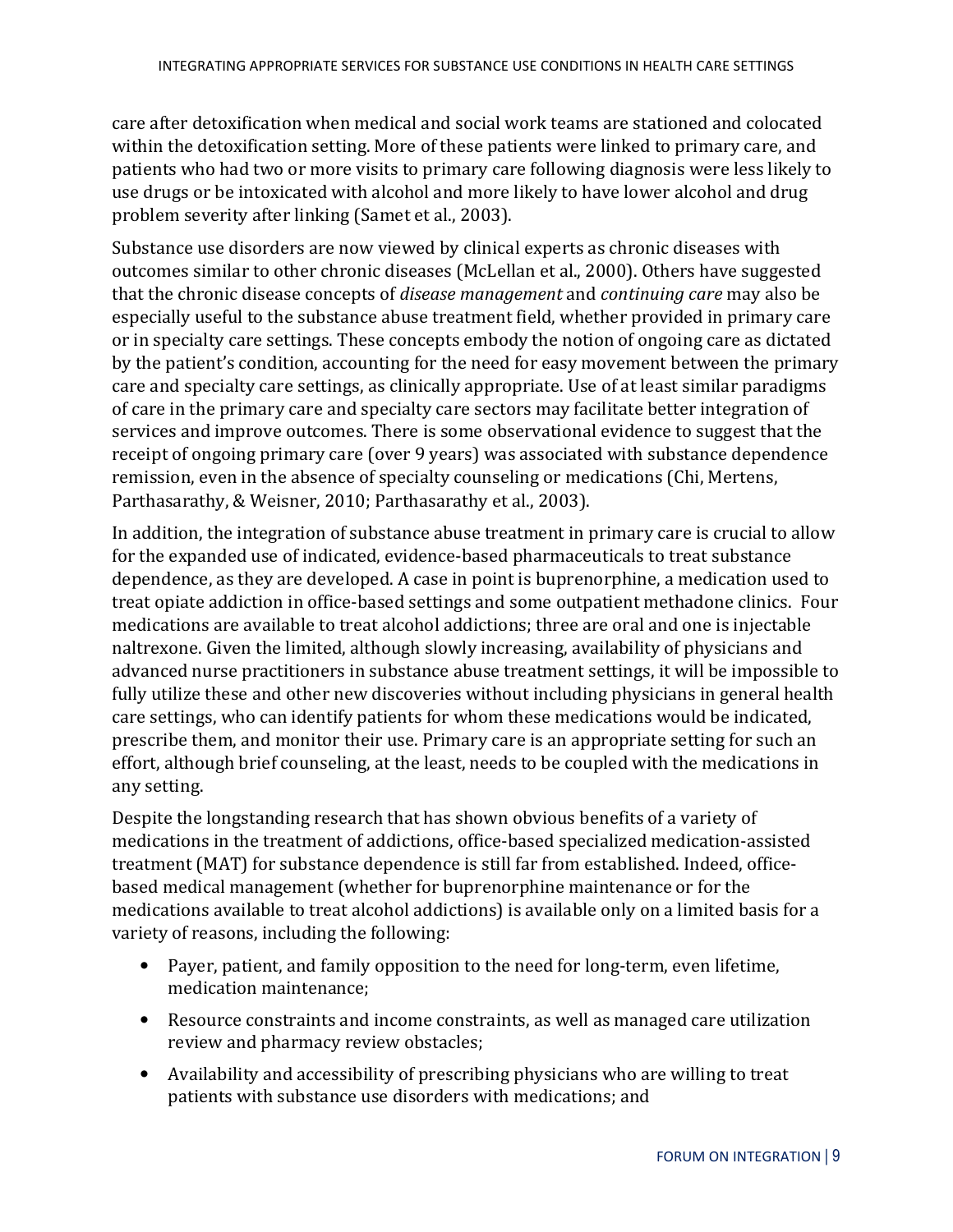care after detoxification when medical and social work teams are stationed and colocated within the detoxification setting. More of these patients were linked to primary care, and patients who had two or more visits to primary care following diagnosis were less likely to use drugs or be intoxicated with alcohol and more likely to have lower alcohol and drug problem severity after linking (Samet et al., 2003).

Substance use disorders are now viewed by clinical experts as chronic diseases with outcomes similar to other chronic diseases (McLellan et al., 2000). Others have suggested that the chronic disease concepts of *disease management* and *continuing care* may also be especially useful to the substance abuse treatment field, whether provided in primary care or in specialty care settings. These concepts embody the notion of ongoing care as dictated by the patient's condition, accounting for the need for easy movement between the primary care and specialty care settings, as clinically appropriate. Use of at least similar paradigms of care in the primary care and specialty care sectors may facilitate better integration of services and improve outcomes. There is some observational evidence to suggest that the receipt of ongoing primary care (over 9 years) was associated with substance dependence remission, even in the absence of specialty counseling or medications (Chi, Mertens, Parthasarathy, & Weisner, 2010; Parthasarathy et al., 2003).

In addition, the integration of substance abuse treatment in primary care is crucial to allow for the expanded use of indicated, evidence-based pharmaceuticals to treat substance dependence, as they are developed. A case in point is buprenorphine, a medication used to treat opiate addiction in office-based settings and some outpatient methadone clinics. Four medications are available to treat alcohol addictions; three are oral and one is injectable naltrexone. Given the limited, although slowly increasing, availability of physicians and advanced nurse practitioners in substance abuse treatment settings, it will be impossible to fully utilize these and other new discoveries without including physicians in general health care settings, who can identify patients for whom these medications would be indicated, prescribe them, and monitor their use. Primary care is an appropriate setting for such an effort, although brief counseling, at the least, needs to be coupled with the medications in any setting.

Despite the longstanding research that has shown obvious benefits of a variety of medications in the treatment of addictions, office-based specialized medication-assisted treatment (MAT) for substance dependence is still far from established. Indeed, office-based medical management (whether for buprenorphine maintenance or for the medications available to treat alcohol addictions) is available only on a limited basis for a variety of reasons, including the following:

- Payer, patient, and family opposition to the need for long-term, even lifetime, medication maintenance;
- Resource constraints and income constraints, as well as managed care utilization review and pharmacy review obstacles;
- Availability and accessibility of prescribing physicians who are willing to treat patients with substance use disorders with medications; and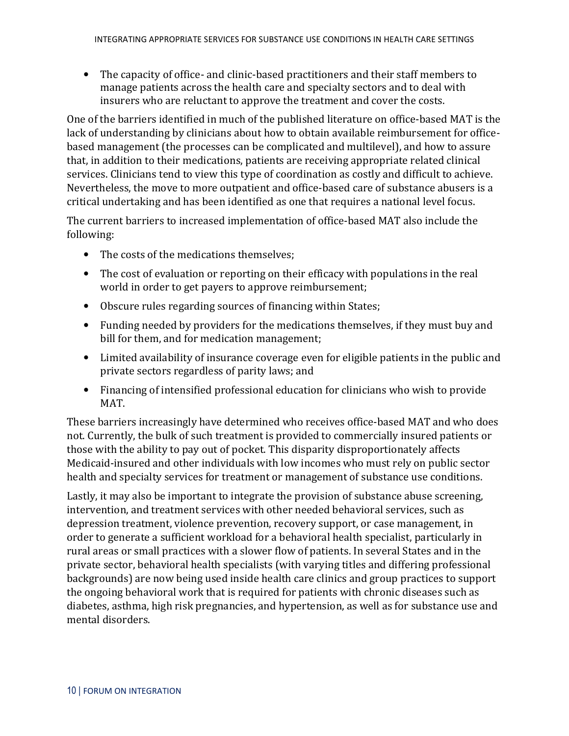- The capacity of office- and clinic-based practitioners and their staff members to manage patients across the health care and specialty sectors and to deal with insurers who are reluctant to approve the treatment and cover the costs.

One of the barriers identified in much of the published literature on office-based MAT is the lack of understanding by clinicians about how to obtain available reimbursement for office-based management (the processes can be complicated and multilevel), and how to assure that, in addition to their medications, patients are receiving appropriate related clinical services. Clinicians tend to view this type of coordination as costly and difficult to achieve. Nevertheless, the move to more outpatient and office-based care of substance abusers is a critical undertaking and has been identified as one that requires a national level focus.

The current barriers to increased implementation of office-based MAT also include the following:

- The costs of the medications themselves;
- The cost of evaluation or reporting on their efficacy with populations in the real world in order to get payers to approve reimbursement;
- Obscure rules regarding sources of financing within States;
- Funding needed by providers for the medications themselves, if they must buy and bill for them, and for medication management;
- Limited availability of insurance coverage even for eligible patients in the public and private sectors regardless of parity laws; and
- Financing of intensified professional education for clinicians who wish to provide MAT.

These barriers increasingly have determined who receives office-based MAT and who does not. Currently, the bulk of such treatment is provided to commercially insured patients or those with the ability to pay out of pocket. This disparity disproportionately affects Medicaid-insured and other individuals with low incomes who must rely on public sector health and specialty services for treatment or management of substance use conditions.

Lastly, it may also be important to integrate the provision of substance abuse screening, intervention, and treatment services with other needed behavioral services, such as depression treatment, violence prevention, recovery support, or case management, in order to generate a sufficient workload for a behavioral health specialist, particularly in rural areas or small practices with a slower flow of patients. In several States and in the private sector, behavioral health specialists (with varying titles and differing professional backgrounds) are now being used inside health care clinics and group practices to support the ongoing behavioral work that is required for patients with chronic diseases such as diabetes, asthma, high risk pregnancies, and hypertension, as well as for substance use and mental disorders.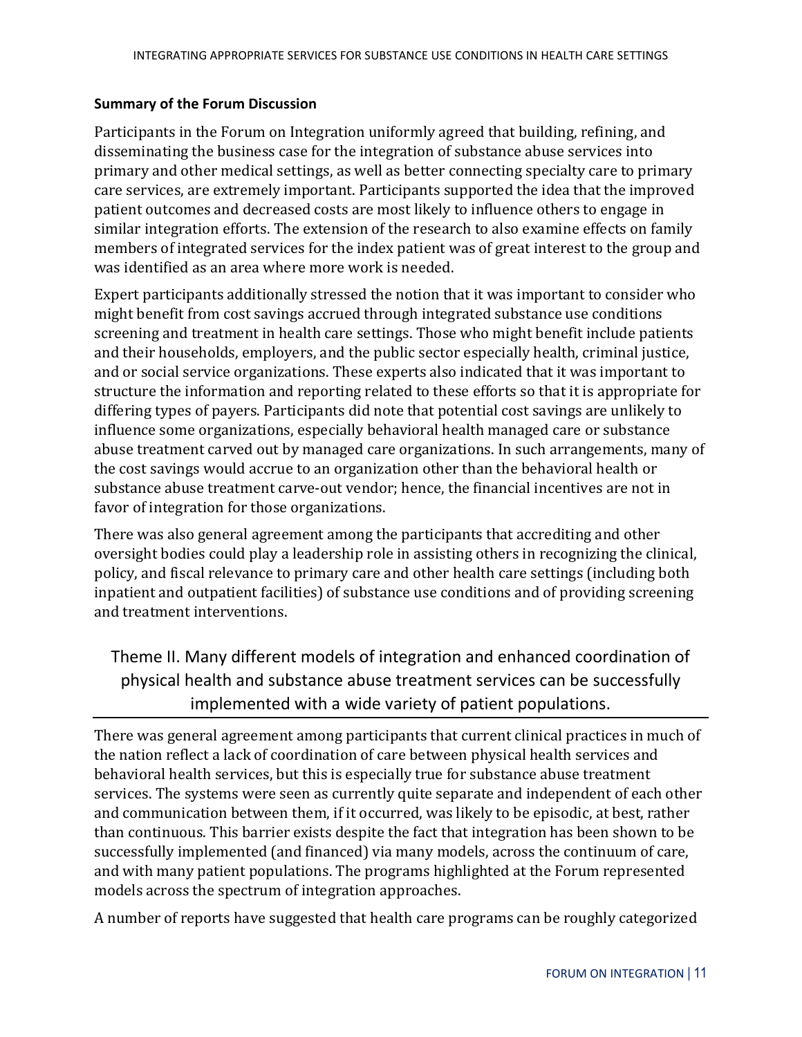**Summary of the Forum Discussion**

Participants in the Forum on Integration uniformly agreed that building, refining, and disseminating the business case for the integration of substance abuse services into primary and other medical settings, as well as better connecting specialty care to primary care services, are extremely important. Participants supported the idea that the improved patient outcomes and decreased costs are most likely to influence others to engage in similar integration efforts. The extension of the research to also examine effects on family members of integrated services for the index patient was of great interest to the group and was identified as an area where more work is needed.

Expert participants additionally stressed the notion that it was important to consider who might benefit from cost savings accrued through integrated substance use conditions screening and treatment in health care settings. Those who might benefit include patients and their households, employers, and the public sector especially health, criminal justice, and or social service organizations. These experts also indicated that it was important to structure the information and reporting related to these efforts so that it is appropriate for differing types of payers. Participants did note that potential cost savings are unlikely to influence some organizations, especially behavioral health managed care or substance abuse treatment carved out by managed care organizations. In such arrangements, many of the cost savings would accrue to an organization other than the behavioral health or substance abuse treatment carve-out vendor; hence, the financial incentives are not in favor of integration for those organizations.

There was also general agreement among the participants that accrediting and other oversight bodies could play a leadership role in assisting others in recognizing the clinical, policy, and fiscal relevance to primary care and other health care settings (including both inpatient and outpatient facilities) of substance use conditions and of providing screening and treatment interventions.

## Theme II. Many different models of integration and enhanced coordination of physical health and substance abuse treatment services can be successfully implemented with a wide variety of patient populations.

There was general agreement among participants that current clinical practices in much of the nation reflect a lack of coordination of care between physical health services and behavioral health services, but this is especially true for substance abuse treatment services. The systems were seen as currently quite separate and independent of each other and communication between them, if it occurred, was likely to be episodic, at best, rather than continuous. This barrier exists despite the fact that integration has been shown to be successfully implemented (and financed) via many models, across the continuum of care, and with many patient populations. The programs highlighted at the Forum represented models across the spectrum of integration approaches.

A number of reports have suggested that health care programs can be roughly categorized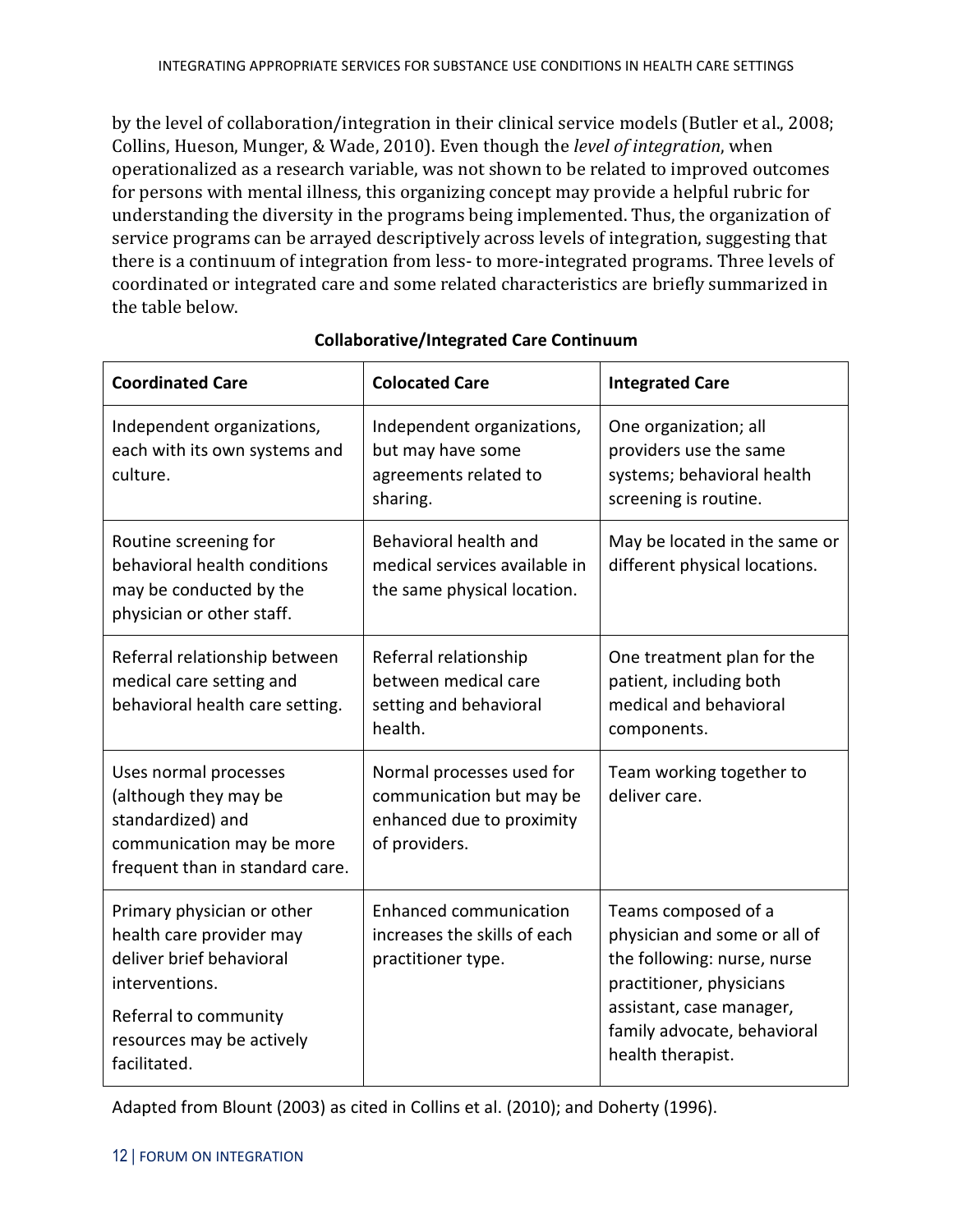by the level of collaboration/integration in their clinical service models (Butler et al., 2008; Collins, Hueson, Munger, & Wade, 2010). Even though the *level of integration*, when operationalized as a research variable, was not shown to be related to improved outcomes for persons with mental illness, this organizing concept may provide a helpful rubric for understanding the diversity in the programs being implemented. Thus, the organization of service programs can be arrayed descriptively across levels of integration, suggesting that there is a continuum of integration from less- to more-integrated programs. Three levels of coordinated or integrated care and some related characteristics are briefly summarized in the table below.

**Collaborative/Integrated Care Continuum**

| Coordinated Care | Colocated Care | Integrated Care |
|---|---|---|
| Independent organizations, each with its own systems and culture. | Independent organizations, but may have some agreements related to sharing. | One organization; all providers use the same systems; behavioral health screening is routine. |
| Routine screening for behavioral health conditions may be conducted by the physician or other staff. | Behavioral health and medical services available in the same physical location. | May be located in the same or different physical locations. |
| Referral relationship between medical care setting and behavioral health care setting. | Referral relationship between medical care setting and behavioral health. | One treatment plan for the patient, including both medical and behavioral components. |
| Uses normal processes (although they may be standardized) and communication may be more frequent than in standard care. | Normal processes used for communication but may be enhanced due to proximity of providers. | Team working together to deliver care. |
| Primary physician or other health care provider may deliver brief behavioral interventions. Referral to community resources may be actively facilitated. | Enhanced communication increases the skills of each practitioner type. | Teams composed of a physician and some or all of the following: nurse, nurse practitioner, physicians assistant, case manager, family advocate, behavioral health therapist. |

Adapted from Blount (2003) as cited in Collins et al. (2010); and Doherty (1996).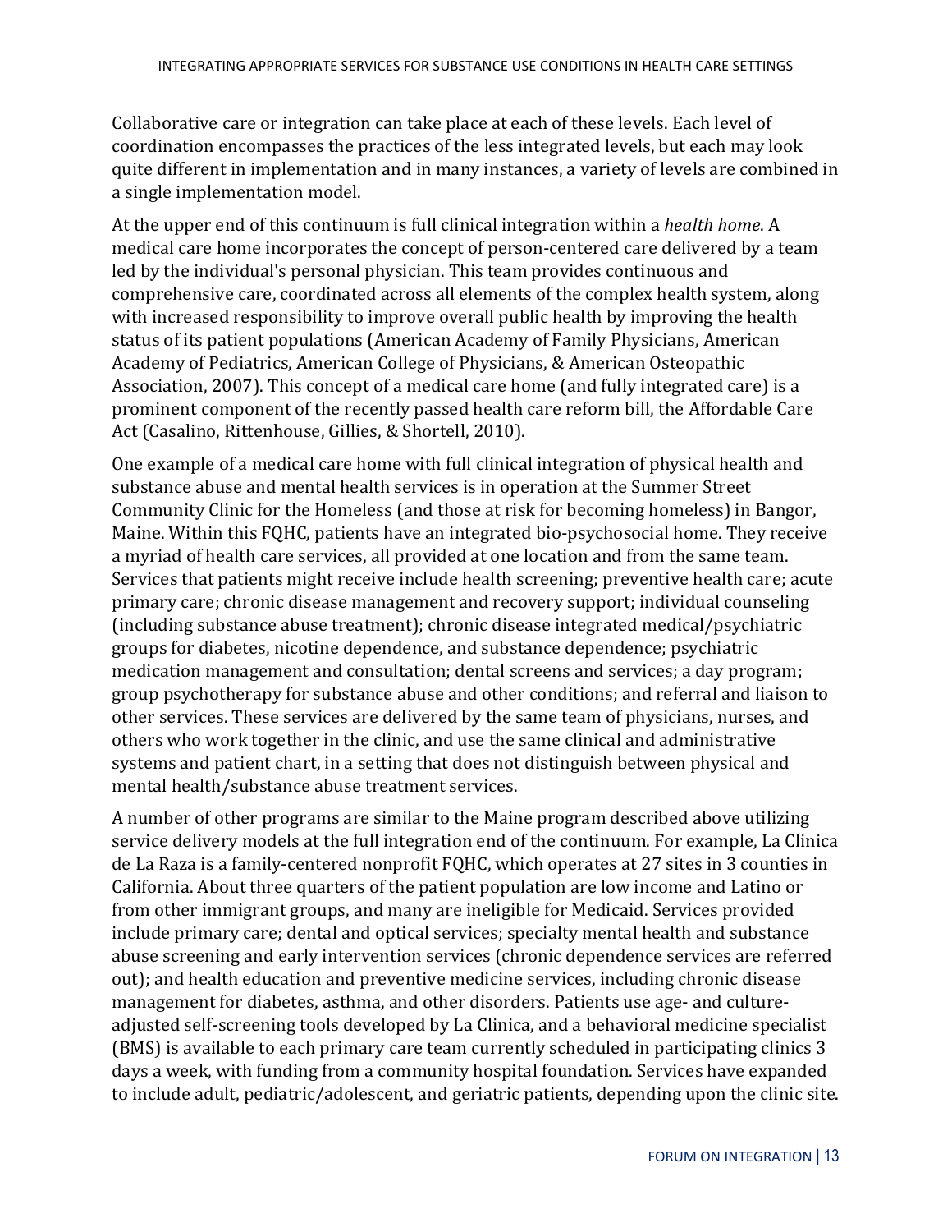Collaborative care or integration can take place at each of these levels. Each level of coordination encompasses the practices of the less integrated levels, but each may look quite different in implementation and in many instances, a variety of levels are combined in a single implementation model.

At the upper end of this continuum is full clinical integration within a *health home*. A medical care home incorporates the concept of person-centered care delivered by a team led by the individual's personal physician. This team provides continuous and comprehensive care, coordinated across all elements of the complex health system, along with increased responsibility to improve overall public health by improving the health status of its patient populations (American Academy of Family Physicians, American Academy of Pediatrics, American College of Physicians, & American Osteopathic Association, 2007). This concept of a medical care home (and fully integrated care) is a prominent component of the recently passed health care reform bill, the Affordable Care Act (Casalino, Rittenhouse, Gillies, & Shortell, 2010).

One example of a medical care home with full clinical integration of physical health and substance abuse and mental health services is in operation at the Summer Street Community Clinic for the Homeless (and those at risk for becoming homeless) in Bangor, Maine. Within this FQHC, patients have an integrated bio-psychosocial home. They receive a myriad of health care services, all provided at one location and from the same team. Services that patients might receive include health screening; preventive health care; acute primary care; chronic disease management and recovery support; individual counseling (including substance abuse treatment); chronic disease integrated medical/psychiatric groups for diabetes, nicotine dependence, and substance dependence; psychiatric medication management and consultation; dental screens and services; a day program; group psychotherapy for substance abuse and other conditions; and referral and liaison to other services. These services are delivered by the same team of physicians, nurses, and others who work together in the clinic, and use the same clinical and administrative systems and patient chart, in a setting that does not distinguish between physical and mental health/substance abuse treatment services.

A number of other programs are similar to the Maine program described above utilizing service delivery models at the full integration end of the continuum. For example, La Clinica de La Raza is a family-centered nonprofit FQHC, which operates at 27 sites in 3 counties in California. About three quarters of the patient population are low income and Latino or from other immigrant groups, and many are ineligible for Medicaid. Services provided include primary care; dental and optical services; specialty mental health and substance abuse screening and early intervention services (chronic dependence services are referred out); and health education and preventive medicine services, including chronic disease management for diabetes, asthma, and other disorders. Patients use age- and culture-adjusted self-screening tools developed by La Clinica, and a behavioral medicine specialist (BMS) is available to each primary care team currently scheduled in participating clinics 3 days a week, with funding from a community hospital foundation. Services have expanded to include adult, pediatric/adolescent, and geriatric patients, depending upon the clinic site.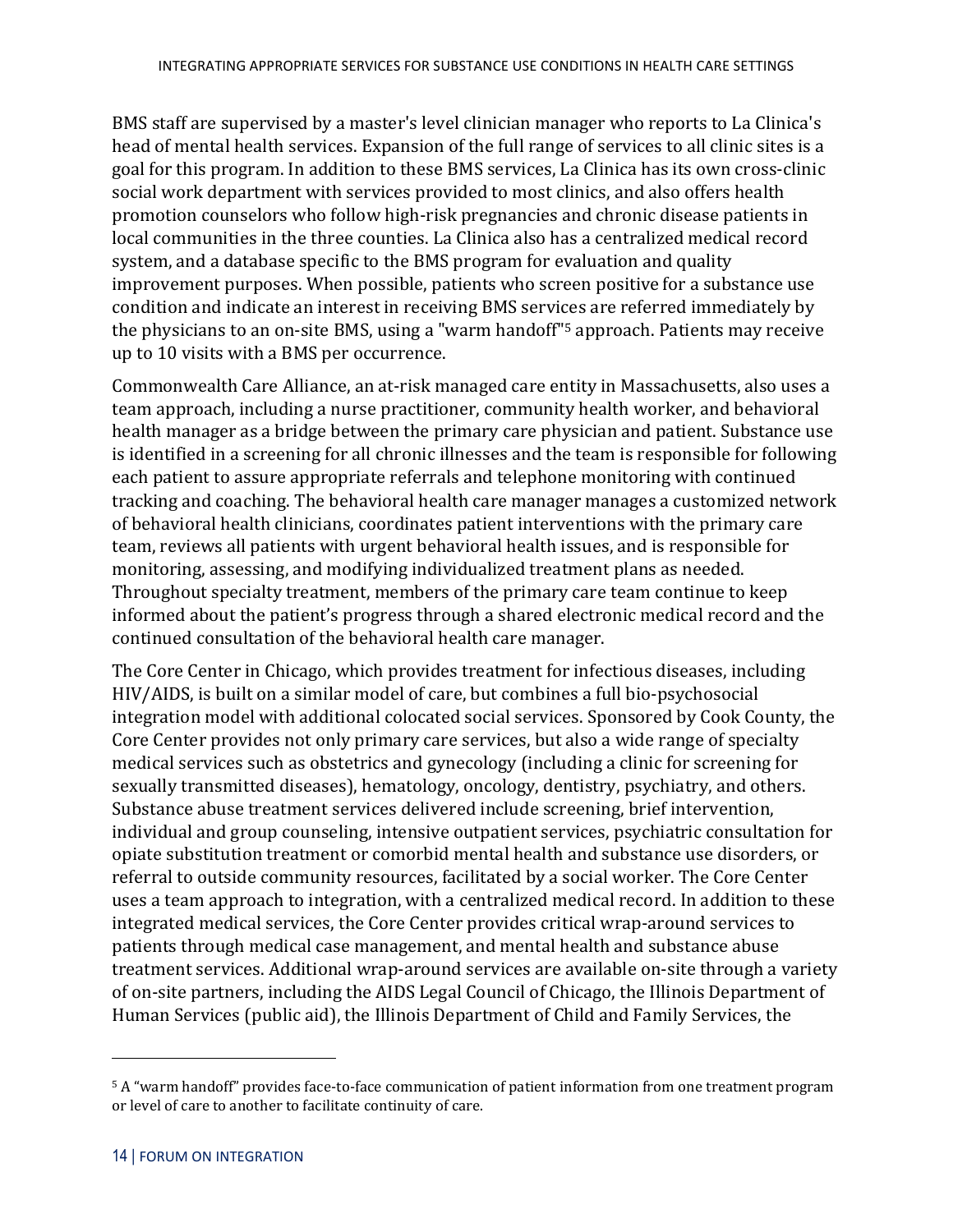BMS staff are supervised by a master's level clinician manager who reports to La Clinica's head of mental health services. Expansion of the full range of services to all clinic sites is a goal for this program. In addition to these BMS services, La Clinica has its own cross-clinic social work department with services provided to most clinics, and also offers health promotion counselors who follow high-risk pregnancies and chronic disease patients in local communities in the three counties. La Clinica also has a centralized medical record system, and a database specific to the BMS program for evaluation and quality improvement purposes. When possible, patients who screen positive for a substance use condition and indicate an interest in receiving BMS services are referred immediately by the physicians to an on-site BMS, using a "warm handoff"[5] approach. Patients may receive up to 10 visits with a BMS per occurrence.

Commonwealth Care Alliance, an at-risk managed care entity in Massachusetts, also uses a team approach, including a nurse practitioner, community health worker, and behavioral health manager as a bridge between the primary care physician and patient. Substance use is identified in a screening for all chronic illnesses and the team is responsible for following each patient to assure appropriate referrals and telephone monitoring with continued tracking and coaching. The behavioral health care manager manages a customized network of behavioral health clinicians, coordinates patient interventions with the primary care team, reviews all patients with urgent behavioral health issues, and is responsible for monitoring, assessing, and modifying individualized treatment plans as needed. Throughout specialty treatment, members of the primary care team continue to keep informed about the patient's progress through a shared electronic medical record and the continued consultation of the behavioral health care manager.

The Core Center in Chicago, which provides treatment for infectious diseases, including HIV/AIDS, is built on a similar model of care, but combines a full bio-psychosocial integration model with additional colocated social services. Sponsored by Cook County, the Core Center provides not only primary care services, but also a wide range of specialty medical services such as obstetrics and gynecology (including a clinic for screening for sexually transmitted diseases), hematology, oncology, dentistry, psychiatry, and others. Substance abuse treatment services delivered include screening, brief intervention, individual and group counseling, intensive outpatient services, psychiatric consultation for opiate substitution treatment or comorbid mental health and substance use disorders, or referral to outside community resources, facilitated by a social worker. The Core Center uses a team approach to integration, with a centralized medical record. In addition to these integrated medical services, the Core Center provides critical wrap-around services to patients through medical case management, and mental health and substance abuse treatment services. Additional wrap-around services are available on-site through a variety of on-site partners, including the AIDS Legal Council of Chicago, the Illinois Department of Human Services (public aid), the Illinois Department of Child and Family Services, the

---

[5] A "warm handoff" provides face-to-face communication of patient information from one treatment program or level of care to another to facilitate continuity of care.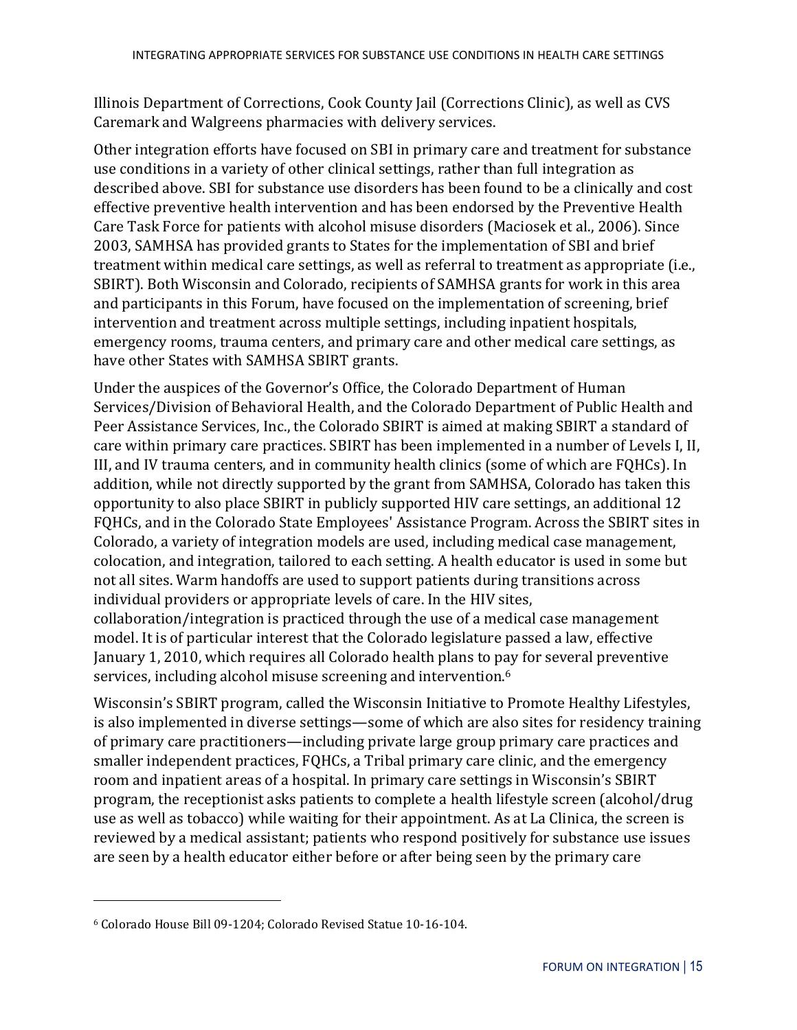Illinois Department of Corrections, Cook County Jail (Corrections Clinic), as well as CVS Caremark and Walgreens pharmacies with delivery services.

Other integration efforts have focused on SBI in primary care and treatment for substance use conditions in a variety of other clinical settings, rather than full integration as described above. SBI for substance use disorders has been found to be a clinically and cost effective preventive health intervention and has been endorsed by the Preventive Health Care Task Force for patients with alcohol misuse disorders (Maciosek et al., 2006). Since 2003, SAMHSA has provided grants to States for the implementation of SBI and brief treatment within medical care settings, as well as referral to treatment as appropriate (i.e., SBIRT). Both Wisconsin and Colorado, recipients of SAMHSA grants for work in this area and participants in this Forum, have focused on the implementation of screening, brief intervention and treatment across multiple settings, including inpatient hospitals, emergency rooms, trauma centers, and primary care and other medical care settings, as have other States with SAMHSA SBIRT grants.

Under the auspices of the Governor's Office, the Colorado Department of Human Services/Division of Behavioral Health, and the Colorado Department of Public Health and Peer Assistance Services, Inc., the Colorado SBIRT is aimed at making SBIRT a standard of care within primary care practices. SBIRT has been implemented in a number of Levels I, II, III, and IV trauma centers, and in community health clinics (some of which are FQHCs). In addition, while not directly supported by the grant from SAMHSA, Colorado has taken this opportunity to also place SBIRT in publicly supported HIV care settings, an additional 12 FQHCs, and in the Colorado State Employees' Assistance Program. Across the SBIRT sites in Colorado, a variety of integration models are used, including medical case management, colocation, and integration, tailored to each setting. A health educator is used in some but not all sites. Warm handoffs are used to support patients during transitions across individual providers or appropriate levels of care. In the HIV sites, collaboration/integration is practiced through the use of a medical case management model. It is of particular interest that the Colorado legislature passed a law, effective January 1, 2010, which requires all Colorado health plans to pay for several preventive services, including alcohol misuse screening and intervention.[6]

Wisconsin's SBIRT program, called the Wisconsin Initiative to Promote Healthy Lifestyles, is also implemented in diverse settings—some of which are also sites for residency training of primary care practitioners—including private large group primary care practices and smaller independent practices, FQHCs, a Tribal primary care clinic, and the emergency room and inpatient areas of a hospital. In primary care settings in Wisconsin's SBIRT program, the receptionist asks patients to complete a health lifestyle screen (alcohol/drug use as well as tobacco) while waiting for their appointment. As at La Clinica, the screen is reviewed by a medical assistant; patients who respond positively for substance use issues are seen by a health educator either before or after being seen by the primary care

---

[6] Colorado House Bill 09-1204; Colorado Revised Statue 10-16-104.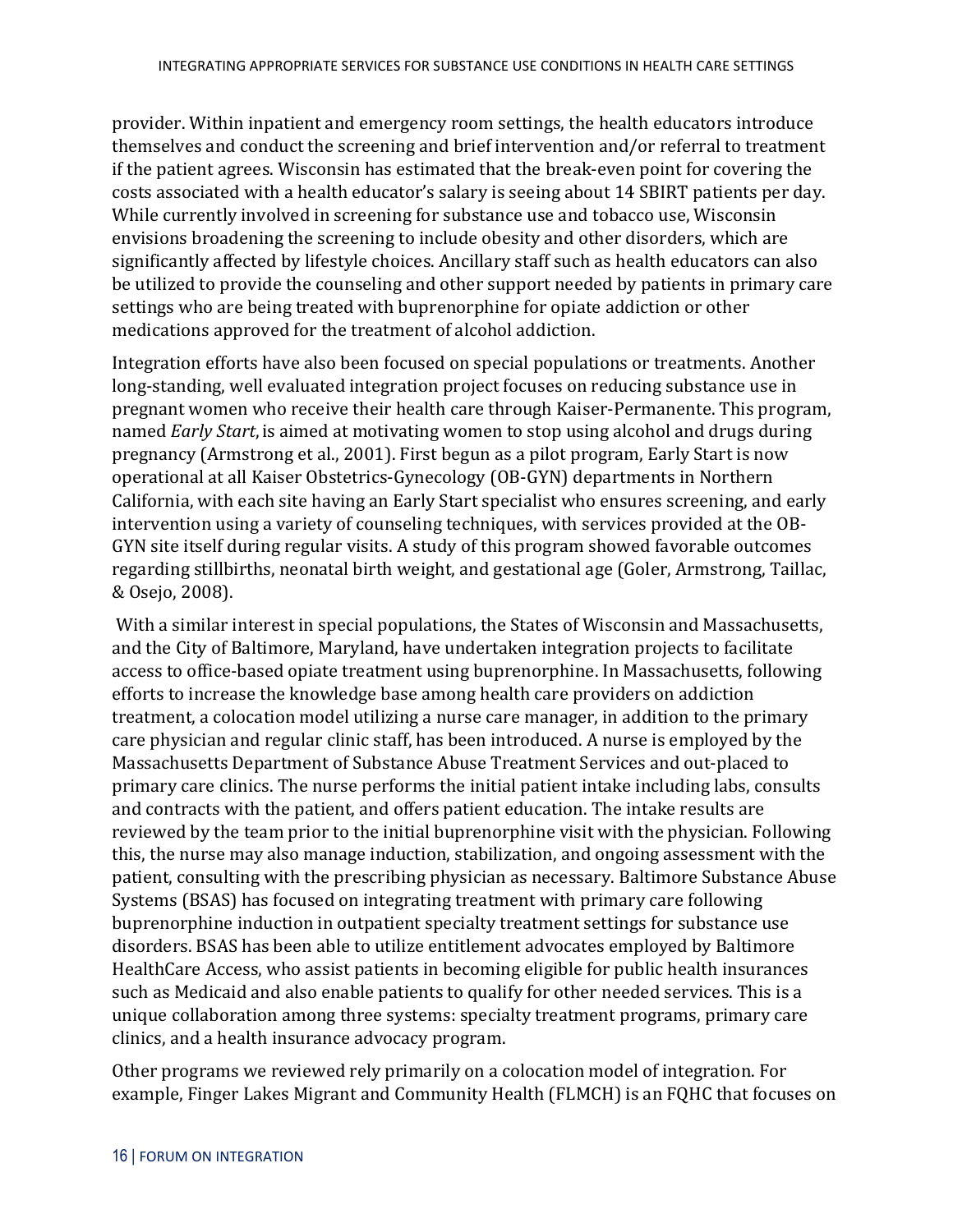provider. Within inpatient and emergency room settings, the health educators introduce themselves and conduct the screening and brief intervention and/or referral to treatment if the patient agrees. Wisconsin has estimated that the break-even point for covering the costs associated with a health educator's salary is seeing about 14 SBIRT patients per day. While currently involved in screening for substance use and tobacco use, Wisconsin envisions broadening the screening to include obesity and other disorders, which are significantly affected by lifestyle choices. Ancillary staff such as health educators can also be utilized to provide the counseling and other support needed by patients in primary care settings who are being treated with buprenorphine for opiate addiction or other medications approved for the treatment of alcohol addiction.

Integration efforts have also been focused on special populations or treatments. Another long-standing, well evaluated integration project focuses on reducing substance use in pregnant women who receive their health care through Kaiser-Permanente. This program, named *Early Start*, is aimed at motivating women to stop using alcohol and drugs during pregnancy (Armstrong et al., 2001). First begun as a pilot program, Early Start is now operational at all Kaiser Obstetrics-Gynecology (OB-GYN) departments in Northern California, with each site having an Early Start specialist who ensures screening, and early intervention using a variety of counseling techniques, with services provided at the OB-GYN site itself during regular visits. A study of this program showed favorable outcomes regarding stillbirths, neonatal birth weight, and gestational age (Goler, Armstrong, Taillac, & Osejo, 2008).

With a similar interest in special populations, the States of Wisconsin and Massachusetts, and the City of Baltimore, Maryland, have undertaken integration projects to facilitate access to office-based opiate treatment using buprenorphine. In Massachusetts, following efforts to increase the knowledge base among health care providers on addiction treatment, a colocation model utilizing a nurse care manager, in addition to the primary care physician and regular clinic staff, has been introduced. A nurse is employed by the Massachusetts Department of Substance Abuse Treatment Services and out-placed to primary care clinics. The nurse performs the initial patient intake including labs, consults and contracts with the patient, and offers patient education. The intake results are reviewed by the team prior to the initial buprenorphine visit with the physician. Following this, the nurse may also manage induction, stabilization, and ongoing assessment with the patient, consulting with the prescribing physician as necessary. Baltimore Substance Abuse Systems (BSAS) has focused on integrating treatment with primary care following buprenorphine induction in outpatient specialty treatment settings for substance use disorders. BSAS has been able to utilize entitlement advocates employed by Baltimore HealthCare Access, who assist patients in becoming eligible for public health insurances such as Medicaid and also enable patients to qualify for other needed services. This is a unique collaboration among three systems: specialty treatment programs, primary care clinics, and a health insurance advocacy program.

Other programs we reviewed rely primarily on a colocation model of integration. For example, Finger Lakes Migrant and Community Health (FLMCH) is an FQHC that focuses on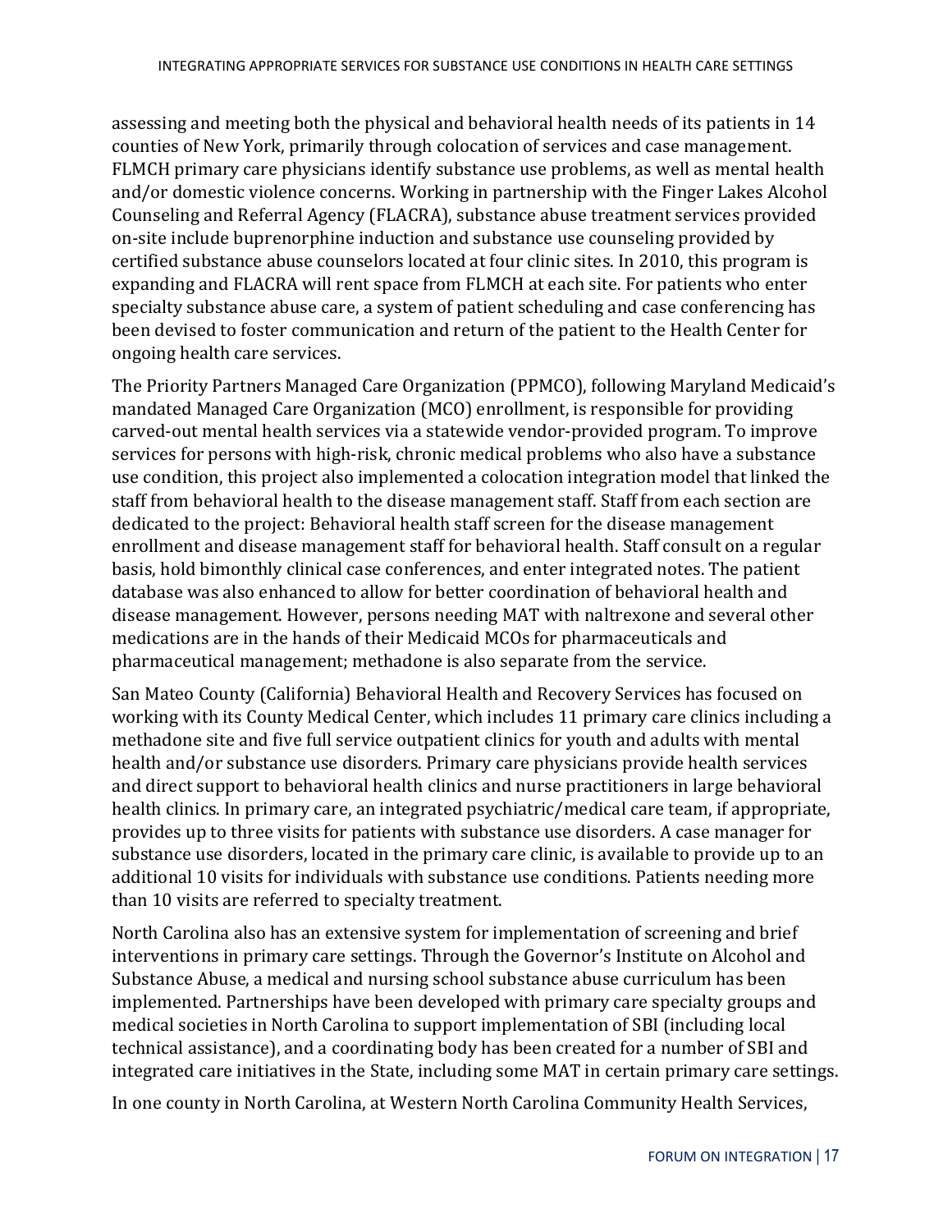assessing and meeting both the physical and behavioral health needs of its patients in 14 counties of New York, primarily through colocation of services and case management. FLMCH primary care physicians identify substance use problems, as well as mental health and/or domestic violence concerns. Working in partnership with the Finger Lakes Alcohol Counseling and Referral Agency (FLACRA), substance abuse treatment services provided on-site include buprenorphine induction and substance use counseling provided by certified substance abuse counselors located at four clinic sites. In 2010, this program is expanding and FLACRA will rent space from FLMCH at each site. For patients who enter specialty substance abuse care, a system of patient scheduling and case conferencing has been devised to foster communication and return of the patient to the Health Center for ongoing health care services.

The Priority Partners Managed Care Organization (PPMCO), following Maryland Medicaid's mandated Managed Care Organization (MCO) enrollment, is responsible for providing carved-out mental health services via a statewide vendor-provided program. To improve services for persons with high-risk, chronic medical problems who also have a substance use condition, this project also implemented a colocation integration model that linked the staff from behavioral health to the disease management staff. Staff from each section are dedicated to the project: Behavioral health staff screen for the disease management enrollment and disease management staff for behavioral health. Staff consult on a regular basis, hold bimonthly clinical case conferences, and enter integrated notes. The patient database was also enhanced to allow for better coordination of behavioral health and disease management. However, persons needing MAT with naltrexone and several other medications are in the hands of their Medicaid MCOs for pharmaceuticals and pharmaceutical management; methadone is also separate from the service.

San Mateo County (California) Behavioral Health and Recovery Services has focused on working with its County Medical Center, which includes 11 primary care clinics including a methadone site and five full service outpatient clinics for youth and adults with mental health and/or substance use disorders. Primary care physicians provide health services and direct support to behavioral health clinics and nurse practitioners in large behavioral health clinics. In primary care, an integrated psychiatric/medical care team, if appropriate, provides up to three visits for patients with substance use disorders. A case manager for substance use disorders, located in the primary care clinic, is available to provide up to an additional 10 visits for individuals with substance use conditions. Patients needing more than 10 visits are referred to specialty treatment.

North Carolina also has an extensive system for implementation of screening and brief interventions in primary care settings. Through the Governor's Institute on Alcohol and Substance Abuse, a medical and nursing school substance abuse curriculum has been implemented. Partnerships have been developed with primary care specialty groups and medical societies in North Carolina to support implementation of SBI (including local technical assistance), and a coordinating body has been created for a number of SBI and integrated care initiatives in the State, including some MAT in certain primary care settings.

In one county in North Carolina, at Western North Carolina Community Health Services,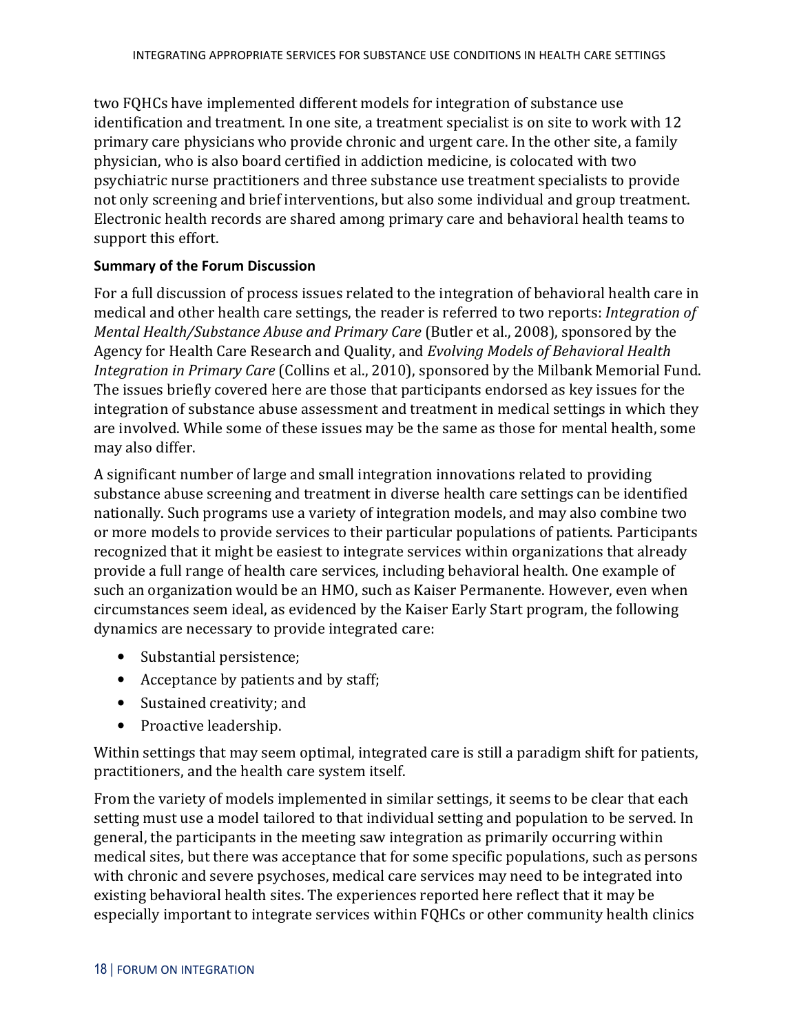two FQHCs have implemented different models for integration of substance use identification and treatment. In one site, a treatment specialist is on site to work with 12 primary care physicians who provide chronic and urgent care. In the other site, a family physician, who is also board certified in addiction medicine, is colocated with two psychiatric nurse practitioners and three substance use treatment specialists to provide not only screening and brief interventions, but also some individual and group treatment. Electronic health records are shared among primary care and behavioral health teams to support this effort.

**Summary of the Forum Discussion**

For a full discussion of process issues related to the integration of behavioral health care in medical and other health care settings, the reader is referred to two reports: *Integration of Mental Health/Substance Abuse and Primary Care* (Butler et al., 2008), sponsored by the Agency for Health Care Research and Quality, and *Evolving Models of Behavioral Health Integration in Primary Care* (Collins et al., 2010), sponsored by the Milbank Memorial Fund. The issues briefly covered here are those that participants endorsed as key issues for the integration of substance abuse assessment and treatment in medical settings in which they are involved. While some of these issues may be the same as those for mental health, some may also differ.

A significant number of large and small integration innovations related to providing substance abuse screening and treatment in diverse health care settings can be identified nationally. Such programs use a variety of integration models, and may also combine two or more models to provide services to their particular populations of patients. Participants recognized that it might be easiest to integrate services within organizations that already provide a full range of health care services, including behavioral health. One example of such an organization would be an HMO, such as Kaiser Permanente. However, even when circumstances seem ideal, as evidenced by the Kaiser Early Start program, the following dynamics are necessary to provide integrated care:

- Substantial persistence;
- Acceptance by patients and by staff;
- Sustained creativity; and
- Proactive leadership.

Within settings that may seem optimal, integrated care is still a paradigm shift for patients, practitioners, and the health care system itself.

From the variety of models implemented in similar settings, it seems to be clear that each setting must use a model tailored to that individual setting and population to be served. In general, the participants in the meeting saw integration as primarily occurring within medical sites, but there was acceptance that for some specific populations, such as persons with chronic and severe psychoses, medical care services may need to be integrated into existing behavioral health sites. The experiences reported here reflect that it may be especially important to integrate services within FQHCs or other community health clinics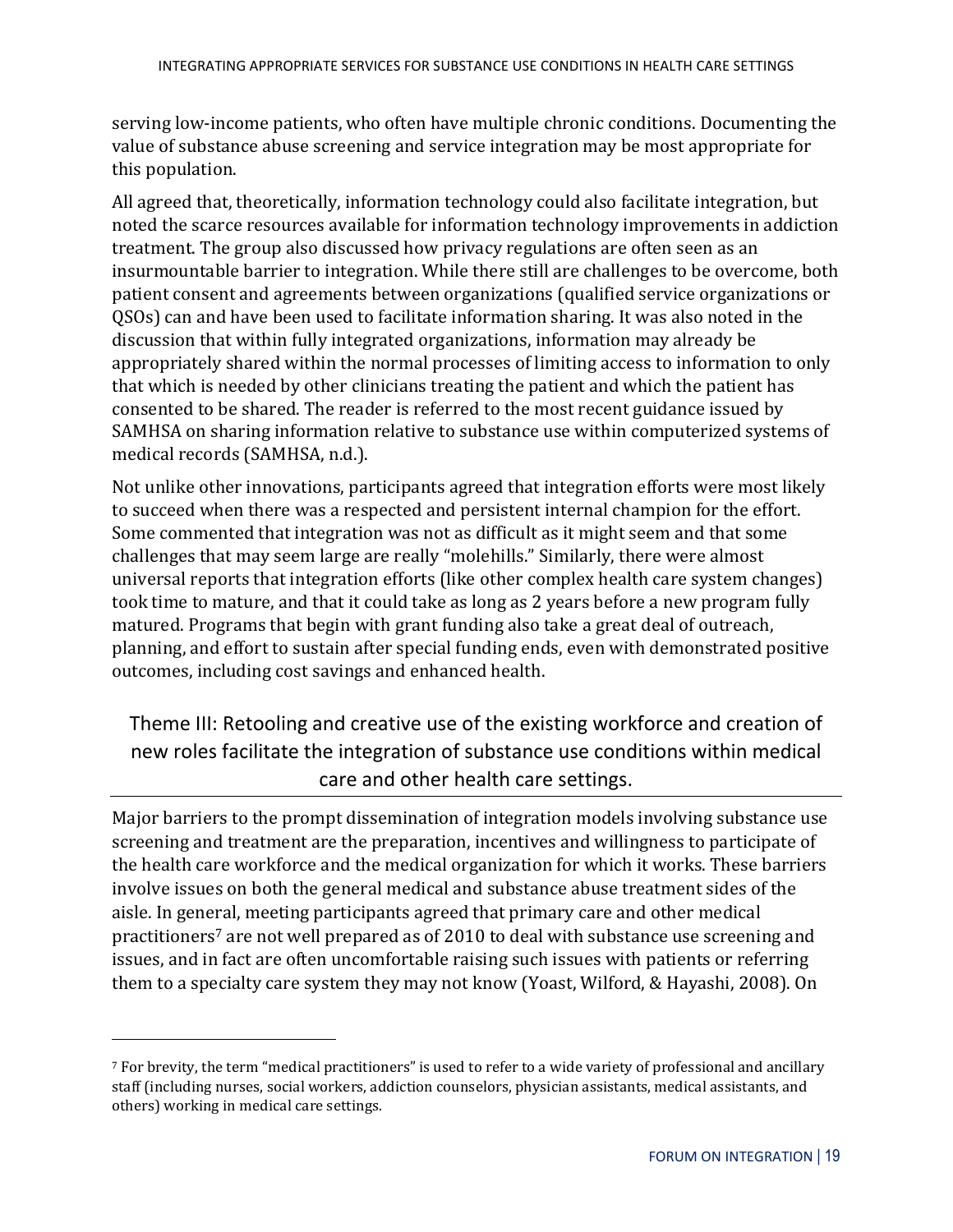serving low-income patients, who often have multiple chronic conditions. Documenting the value of substance abuse screening and service integration may be most appropriate for this population.

All agreed that, theoretically, information technology could also facilitate integration, but noted the scarce resources available for information technology improvements in addiction treatment. The group also discussed how privacy regulations are often seen as an insurmountable barrier to integration. While there still are challenges to be overcome, both patient consent and agreements between organizations (qualified service organizations or QSOs) can and have been used to facilitate information sharing. It was also noted in the discussion that within fully integrated organizations, information may already be appropriately shared within the normal processes of limiting access to information to only that which is needed by other clinicians treating the patient and which the patient has consented to be shared. The reader is referred to the most recent guidance issued by SAMHSA on sharing information relative to substance use within computerized systems of medical records (SAMHSA, n.d.).

Not unlike other innovations, participants agreed that integration efforts were most likely to succeed when there was a respected and persistent internal champion for the effort. Some commented that integration was not as difficult as it might seem and that some challenges that may seem large are really "molehills." Similarly, there were almost universal reports that integration efforts (like other complex health care system changes) took time to mature, and that it could take as long as 2 years before a new program fully matured. Programs that begin with grant funding also take a great deal of outreach, planning, and effort to sustain after special funding ends, even with demonstrated positive outcomes, including cost savings and enhanced health.

## Theme III: Retooling and creative use of the existing workforce and creation of new roles facilitate the integration of substance use conditions within medical care and other health care settings.

Major barriers to the prompt dissemination of integration models involving substance use screening and treatment are the preparation, incentives and willingness to participate of the health care workforce and the medical organization for which it works. These barriers involve issues on both the general medical and substance abuse treatment sides of the aisle. In general, meeting participants agreed that primary care and other medical practitioners[7] are not well prepared as of 2010 to deal with substance use screening and issues, and in fact are often uncomfortable raising such issues with patients or referring them to a specialty care system they may not know (Yoast, Wilford, & Hayashi, 2008). On

[7] For brevity, the term "medical practitioners" is used to refer to a wide variety of professional and ancillary staff (including nurses, social workers, addiction counselors, physician assistants, medical assistants, and others) working in medical care settings.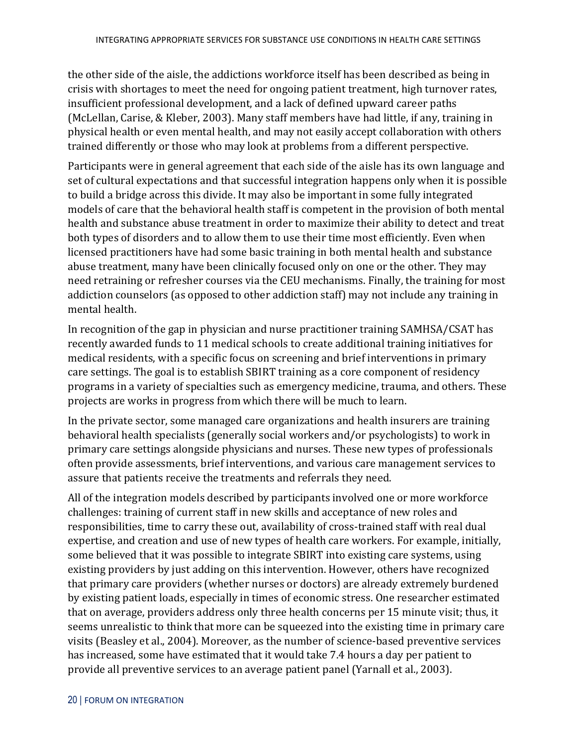the other side of the aisle, the addictions workforce itself has been described as being in crisis with shortages to meet the need for ongoing patient treatment, high turnover rates, insufficient professional development, and a lack of defined upward career paths (McLellan, Carise, & Kleber, 2003). Many staff members have had little, if any, training in physical health or even mental health, and may not easily accept collaboration with others trained differently or those who may look at problems from a different perspective.

Participants were in general agreement that each side of the aisle has its own language and set of cultural expectations and that successful integration happens only when it is possible to build a bridge across this divide. It may also be important in some fully integrated models of care that the behavioral health staff is competent in the provision of both mental health and substance abuse treatment in order to maximize their ability to detect and treat both types of disorders and to allow them to use their time most efficiently. Even when licensed practitioners have had some basic training in both mental health and substance abuse treatment, many have been clinically focused only on one or the other. They may need retraining or refresher courses via the CEU mechanisms. Finally, the training for most addiction counselors (as opposed to other addiction staff) may not include any training in mental health.

In recognition of the gap in physician and nurse practitioner training SAMHSA/CSAT has recently awarded funds to 11 medical schools to create additional training initiatives for medical residents, with a specific focus on screening and brief interventions in primary care settings. The goal is to establish SBIRT training as a core component of residency programs in a variety of specialties such as emergency medicine, trauma, and others. These projects are works in progress from which there will be much to learn.

In the private sector, some managed care organizations and health insurers are training behavioral health specialists (generally social workers and/or psychologists) to work in primary care settings alongside physicians and nurses. These new types of professionals often provide assessments, brief interventions, and various care management services to assure that patients receive the treatments and referrals they need.

All of the integration models described by participants involved one or more workforce challenges: training of current staff in new skills and acceptance of new roles and responsibilities, time to carry these out, availability of cross-trained staff with real dual expertise, and creation and use of new types of health care workers. For example, initially, some believed that it was possible to integrate SBIRT into existing care systems, using existing providers by just adding on this intervention. However, others have recognized that primary care providers (whether nurses or doctors) are already extremely burdened by existing patient loads, especially in times of economic stress. One researcher estimated that on average, providers address only three health concerns per 15 minute visit; thus, it seems unrealistic to think that more can be squeezed into the existing time in primary care visits (Beasley et al., 2004). Moreover, as the number of science-based preventive services has increased, some have estimated that it would take 7.4 hours a day per patient to provide all preventive services to an average patient panel (Yarnall et al., 2003).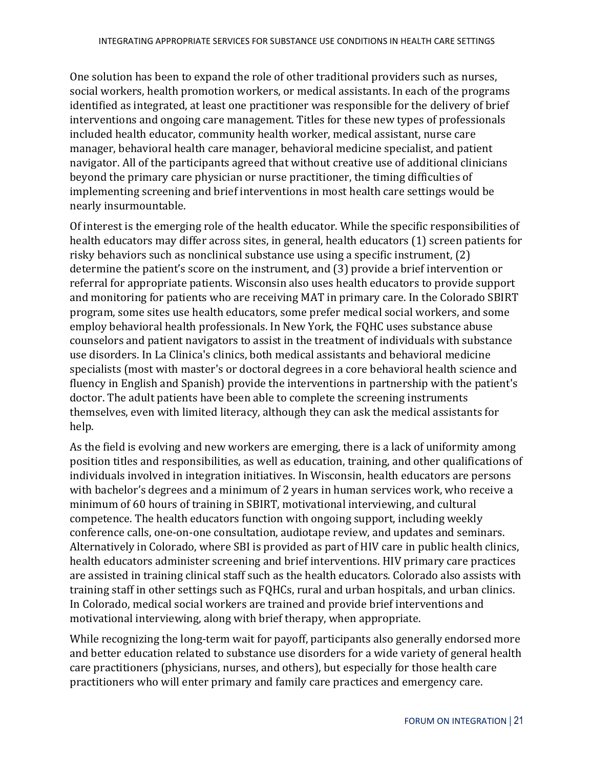One solution has been to expand the role of other traditional providers such as nurses, social workers, health promotion workers, or medical assistants. In each of the programs identified as integrated, at least one practitioner was responsible for the delivery of brief interventions and ongoing care management. Titles for these new types of professionals included health educator, community health worker, medical assistant, nurse care manager, behavioral health care manager, behavioral medicine specialist, and patient navigator. All of the participants agreed that without creative use of additional clinicians beyond the primary care physician or nurse practitioner, the timing difficulties of implementing screening and brief interventions in most health care settings would be nearly insurmountable.

Of interest is the emerging role of the health educator. While the specific responsibilities of health educators may differ across sites, in general, health educators (1) screen patients for risky behaviors such as nonclinical substance use using a specific instrument, (2) determine the patient's score on the instrument, and (3) provide a brief intervention or referral for appropriate patients. Wisconsin also uses health educators to provide support and monitoring for patients who are receiving MAT in primary care. In the Colorado SBIRT program, some sites use health educators, some prefer medical social workers, and some employ behavioral health professionals. In New York, the FQHC uses substance abuse counselors and patient navigators to assist in the treatment of individuals with substance use disorders. In La Clinica's clinics, both medical assistants and behavioral medicine specialists (most with master's or doctoral degrees in a core behavioral health science and fluency in English and Spanish) provide the interventions in partnership with the patient's doctor. The adult patients have been able to complete the screening instruments themselves, even with limited literacy, although they can ask the medical assistants for help.

As the field is evolving and new workers are emerging, there is a lack of uniformity among position titles and responsibilities, as well as education, training, and other qualifications of individuals involved in integration initiatives. In Wisconsin, health educators are persons with bachelor's degrees and a minimum of 2 years in human services work, who receive a minimum of 60 hours of training in SBIRT, motivational interviewing, and cultural competence. The health educators function with ongoing support, including weekly conference calls, one-on-one consultation, audiotape review, and updates and seminars. Alternatively in Colorado, where SBI is provided as part of HIV care in public health clinics, health educators administer screening and brief interventions. HIV primary care practices are assisted in training clinical staff such as the health educators. Colorado also assists with training staff in other settings such as FQHCs, rural and urban hospitals, and urban clinics. In Colorado, medical social workers are trained and provide brief interventions and motivational interviewing, along with brief therapy, when appropriate.

While recognizing the long-term wait for payoff, participants also generally endorsed more and better education related to substance use disorders for a wide variety of general health care practitioners (physicians, nurses, and others), but especially for those health care practitioners who will enter primary and family care practices and emergency care.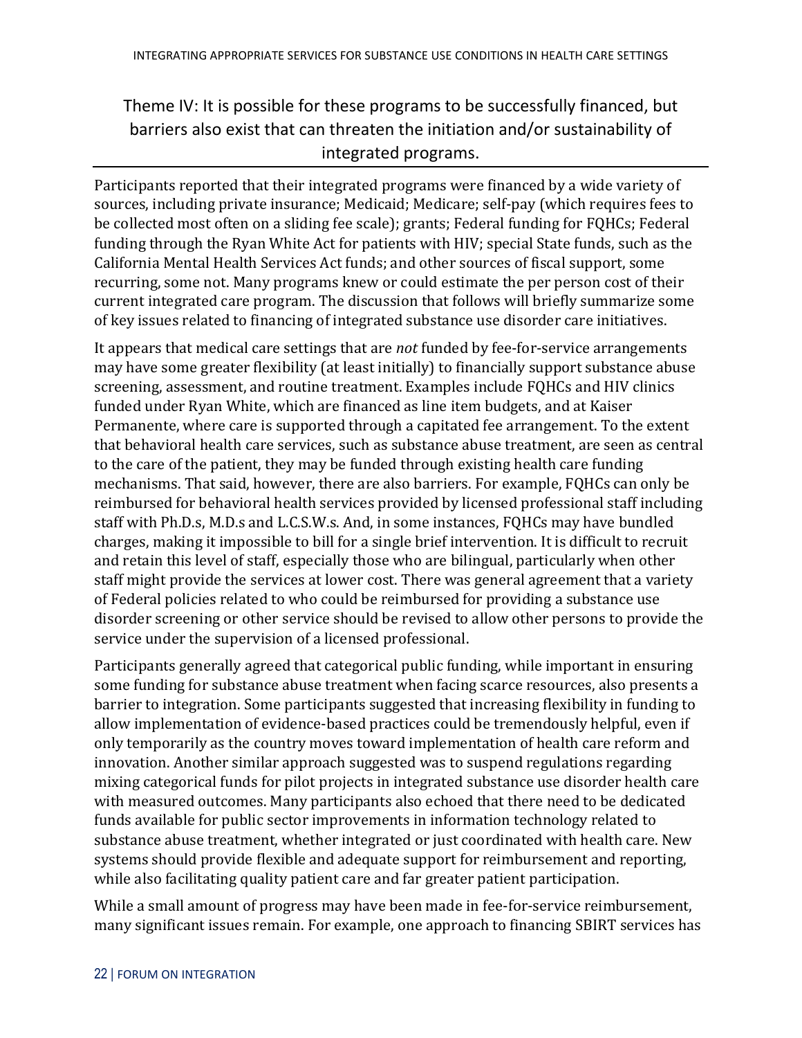## Theme IV: It is possible for these programs to be successfully financed, but barriers also exist that can threaten the initiation and/or sustainability of integrated programs.

Participants reported that their integrated programs were financed by a wide variety of sources, including private insurance; Medicaid; Medicare; self-pay (which requires fees to be collected most often on a sliding fee scale); grants; Federal funding for FQHCs; Federal funding through the Ryan White Act for patients with HIV; special State funds, such as the California Mental Health Services Act funds; and other sources of fiscal support, some recurring, some not. Many programs knew or could estimate the per person cost of their current integrated care program. The discussion that follows will briefly summarize some of key issues related to financing of integrated substance use disorder care initiatives.

It appears that medical care settings that are *not* funded by fee-for-service arrangements may have some greater flexibility (at least initially) to financially support substance abuse screening, assessment, and routine treatment. Examples include FQHCs and HIV clinics funded under Ryan White, which are financed as line item budgets, and at Kaiser Permanente, where care is supported through a capitated fee arrangement. To the extent that behavioral health care services, such as substance abuse treatment, are seen as central to the care of the patient, they may be funded through existing health care funding mechanisms. That said, however, there are also barriers. For example, FQHCs can only be reimbursed for behavioral health services provided by licensed professional staff including staff with Ph.D.s, M.D.s and L.C.S.W.s. And, in some instances, FQHCs may have bundled charges, making it impossible to bill for a single brief intervention. It is difficult to recruit and retain this level of staff, especially those who are bilingual, particularly when other staff might provide the services at lower cost. There was general agreement that a variety of Federal policies related to who could be reimbursed for providing a substance use disorder screening or other service should be revised to allow other persons to provide the service under the supervision of a licensed professional.

Participants generally agreed that categorical public funding, while important in ensuring some funding for substance abuse treatment when facing scarce resources, also presents a barrier to integration. Some participants suggested that increasing flexibility in funding to allow implementation of evidence-based practices could be tremendously helpful, even if only temporarily as the country moves toward implementation of health care reform and innovation. Another similar approach suggested was to suspend regulations regarding mixing categorical funds for pilot projects in integrated substance use disorder health care with measured outcomes. Many participants also echoed that there need to be dedicated funds available for public sector improvements in information technology related to substance abuse treatment, whether integrated or just coordinated with health care. New systems should provide flexible and adequate support for reimbursement and reporting, while also facilitating quality patient care and far greater patient participation.

While a small amount of progress may have been made in fee-for-service reimbursement, many significant issues remain. For example, one approach to financing SBIRT services has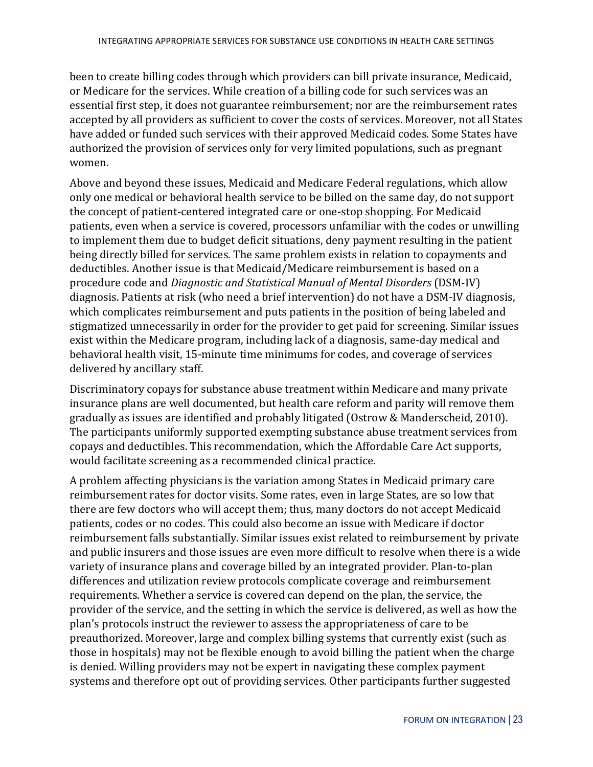been to create billing codes through which providers can bill private insurance, Medicaid, or Medicare for the services. While creation of a billing code for such services was an essential first step, it does not guarantee reimbursement; nor are the reimbursement rates accepted by all providers as sufficient to cover the costs of services. Moreover, not all States have added or funded such services with their approved Medicaid codes. Some States have authorized the provision of services only for very limited populations, such as pregnant women.

Above and beyond these issues, Medicaid and Medicare Federal regulations, which allow only one medical or behavioral health service to be billed on the same day, do not support the concept of patient-centered integrated care or one-stop shopping. For Medicaid patients, even when a service is covered, processors unfamiliar with the codes or unwilling to implement them due to budget deficit situations, deny payment resulting in the patient being directly billed for services. The same problem exists in relation to copayments and deductibles. Another issue is that Medicaid/Medicare reimbursement is based on a procedure code and *Diagnostic and Statistical Manual of Mental Disorders* (DSM-IV) diagnosis. Patients at risk (who need a brief intervention) do not have a DSM-IV diagnosis, which complicates reimbursement and puts patients in the position of being labeled and stigmatized unnecessarily in order for the provider to get paid for screening. Similar issues exist within the Medicare program, including lack of a diagnosis, same-day medical and behavioral health visit, 15-minute time minimums for codes, and coverage of services delivered by ancillary staff.

Discriminatory copays for substance abuse treatment within Medicare and many private insurance plans are well documented, but health care reform and parity will remove them gradually as issues are identified and probably litigated (Ostrow & Manderscheid, 2010). The participants uniformly supported exempting substance abuse treatment services from copays and deductibles. This recommendation, which the Affordable Care Act supports, would facilitate screening as a recommended clinical practice.

A problem affecting physicians is the variation among States in Medicaid primary care reimbursement rates for doctor visits. Some rates, even in large States, are so low that there are few doctors who will accept them; thus, many doctors do not accept Medicaid patients, codes or no codes. This could also become an issue with Medicare if doctor reimbursement falls substantially. Similar issues exist related to reimbursement by private and public insurers and those issues are even more difficult to resolve when there is a wide variety of insurance plans and coverage billed by an integrated provider. Plan-to-plan differences and utilization review protocols complicate coverage and reimbursement requirements. Whether a service is covered can depend on the plan, the service, the provider of the service, and the setting in which the service is delivered, as well as how the plan's protocols instruct the reviewer to assess the appropriateness of care to be preauthorized. Moreover, large and complex billing systems that currently exist (such as those in hospitals) may not be flexible enough to avoid billing the patient when the charge is denied. Willing providers may not be expert in navigating these complex payment systems and therefore opt out of providing services. Other participants further suggested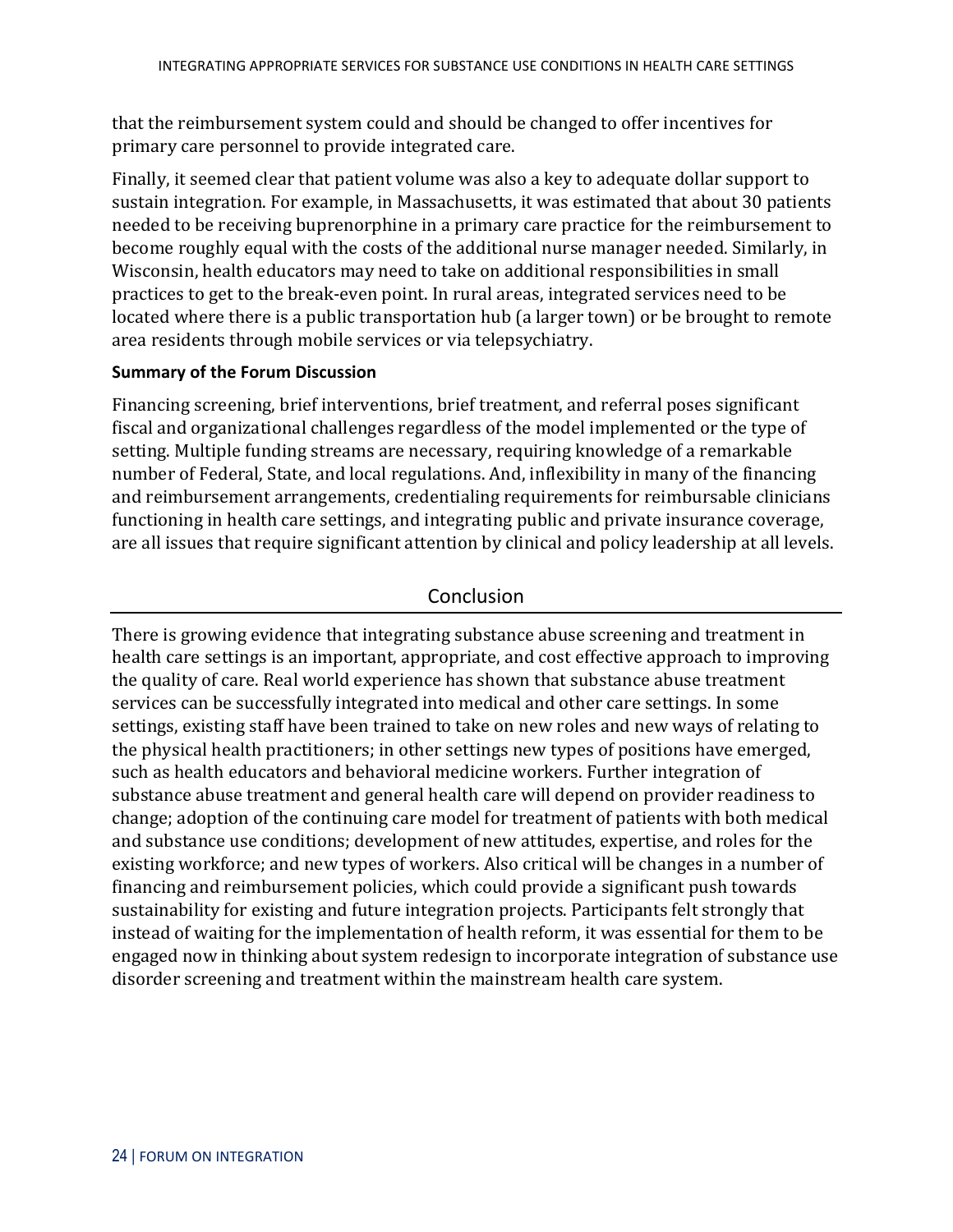that the reimbursement system could and should be changed to offer incentives for primary care personnel to provide integrated care.

Finally, it seemed clear that patient volume was also a key to adequate dollar support to sustain integration. For example, in Massachusetts, it was estimated that about 30 patients needed to be receiving buprenorphine in a primary care practice for the reimbursement to become roughly equal with the costs of the additional nurse manager needed. Similarly, in Wisconsin, health educators may need to take on additional responsibilities in small practices to get to the break-even point. In rural areas, integrated services need to be located where there is a public transportation hub (a larger town) or be brought to remote area residents through mobile services or via telepsychiatry.

**Summary of the Forum Discussion**

Financing screening, brief interventions, brief treatment, and referral poses significant fiscal and organizational challenges regardless of the model implemented or the type of setting. Multiple funding streams are necessary, requiring knowledge of a remarkable number of Federal, State, and local regulations. And, inflexibility in many of the financing and reimbursement arrangements, credentialing requirements for reimbursable clinicians functioning in health care settings, and integrating public and private insurance coverage, are all issues that require significant attention by clinical and policy leadership at all levels.

## Conclusion

There is growing evidence that integrating substance abuse screening and treatment in health care settings is an important, appropriate, and cost effective approach to improving the quality of care. Real world experience has shown that substance abuse treatment services can be successfully integrated into medical and other care settings. In some settings, existing staff have been trained to take on new roles and new ways of relating to the physical health practitioners; in other settings new types of positions have emerged, such as health educators and behavioral medicine workers. Further integration of substance abuse treatment and general health care will depend on provider readiness to change; adoption of the continuing care model for treatment of patients with both medical and substance use conditions; development of new attitudes, expertise, and roles for the existing workforce; and new types of workers. Also critical will be changes in a number of financing and reimbursement policies, which could provide a significant push towards sustainability for existing and future integration projects. Participants felt strongly that instead of waiting for the implementation of health reform, it was essential for them to be engaged now in thinking about system redesign to incorporate integration of substance use disorder screening and treatment within the mainstream health care system.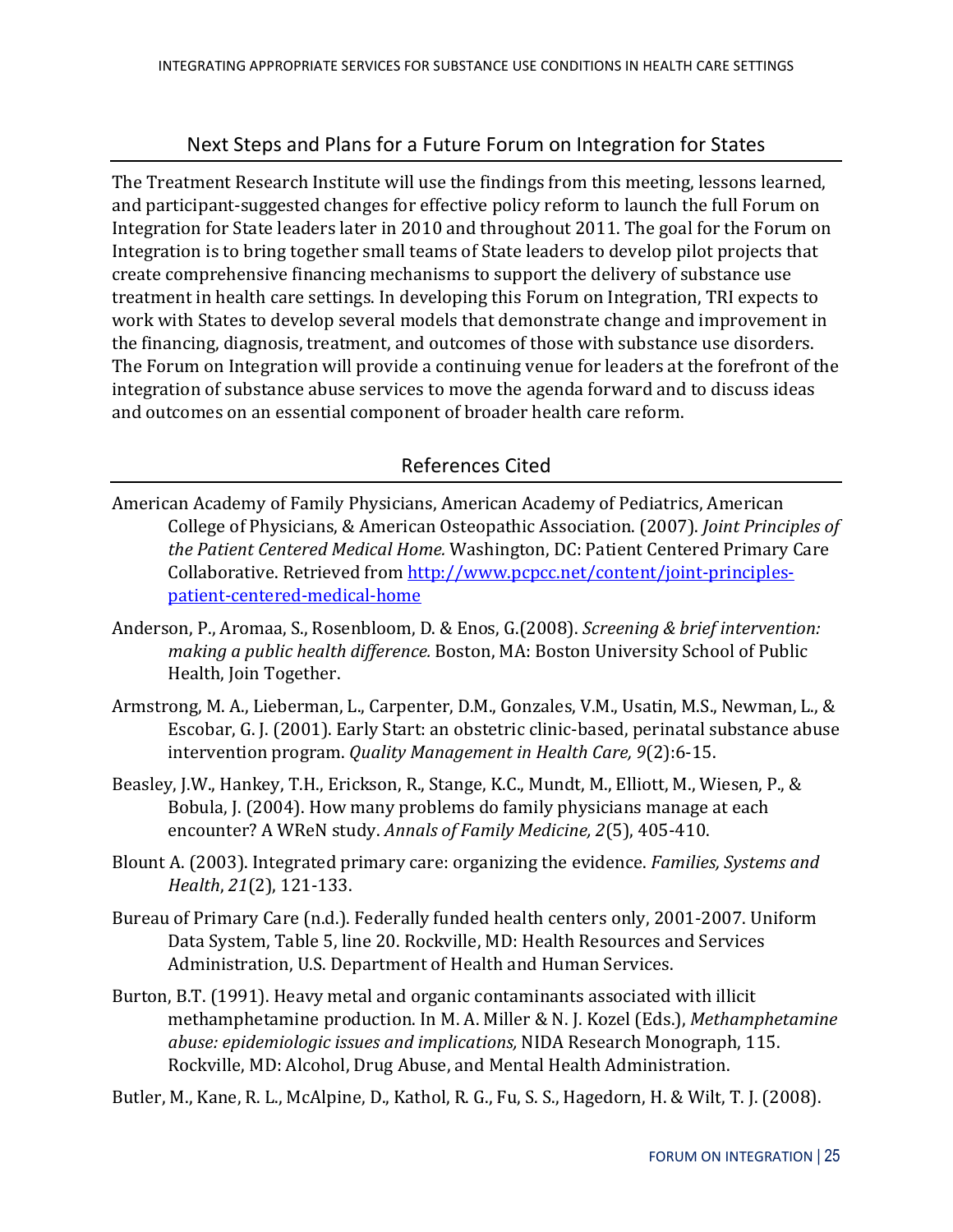## Next Steps and Plans for a Future Forum on Integration for States

The Treatment Research Institute will use the findings from this meeting, lessons learned, and participant-suggested changes for effective policy reform to launch the full Forum on Integration for State leaders later in 2010 and throughout 2011. The goal for the Forum on Integration is to bring together small teams of State leaders to develop pilot projects that create comprehensive financing mechanisms to support the delivery of substance use treatment in health care settings. In developing this Forum on Integration, TRI expects to work with States to develop several models that demonstrate change and improvement in the financing, diagnosis, treatment, and outcomes of those with substance use disorders. The Forum on Integration will provide a continuing venue for leaders at the forefront of the integration of substance abuse services to move the agenda forward and to discuss ideas and outcomes on an essential component of broader health care reform.

## References Cited

American Academy of Family Physicians, American Academy of Pediatrics, American College of Physicians, & American Osteopathic Association. (2007). *Joint Principles of the Patient Centered Medical Home.* Washington, DC: Patient Centered Primary Care Collaborative. Retrieved from [http://www.pcpcc.net/content/joint-principles-patient-centered-medical-home](http://www.pcpcc.net/content/joint-principles-patient-centered-medical-home)

Anderson, P., Aromaa, S., Rosenbloom, D. & Enos, G.(2008). *Screening & brief intervention: making a public health difference.* Boston, MA: Boston University School of Public Health, Join Together.

Armstrong, M. A., Lieberman, L., Carpenter, D.M., Gonzales, V.M., Usatin, M.S., Newman, L., & Escobar, G. J. (2001). Early Start: an obstetric clinic-based, perinatal substance abuse intervention program. *Quality Management in Health Care, 9*(2):6-15.

Beasley, J.W., Hankey, T.H., Erickson, R., Stange, K.C., Mundt, M., Elliott, M., Wiesen, P., & Bobula, J. (2004). How many problems do family physicians manage at each encounter? A WReN study. *Annals of Family Medicine, 2*(5), 405-410.

Blount A. (2003). Integrated primary care: organizing the evidence. *Families, Systems and Health*, *21*(2), 121-133.

Bureau of Primary Care (n.d.). Federally funded health centers only, 2001-2007. Uniform Data System, Table 5, line 20. Rockville, MD: Health Resources and Services Administration, U.S. Department of Health and Human Services.

Burton, B.T. (1991). Heavy metal and organic contaminants associated with illicit methamphetamine production. In M. A. Miller & N. J. Kozel (Eds.), *Methamphetamine abuse: epidemiologic issues and implications,* NIDA Research Monograph, 115. Rockville, MD: Alcohol, Drug Abuse, and Mental Health Administration.

Butler, M., Kane, R. L., McAlpine, D., Kathol, R. G., Fu, S. S., Hagedorn, H. & Wilt, T. J. (2008).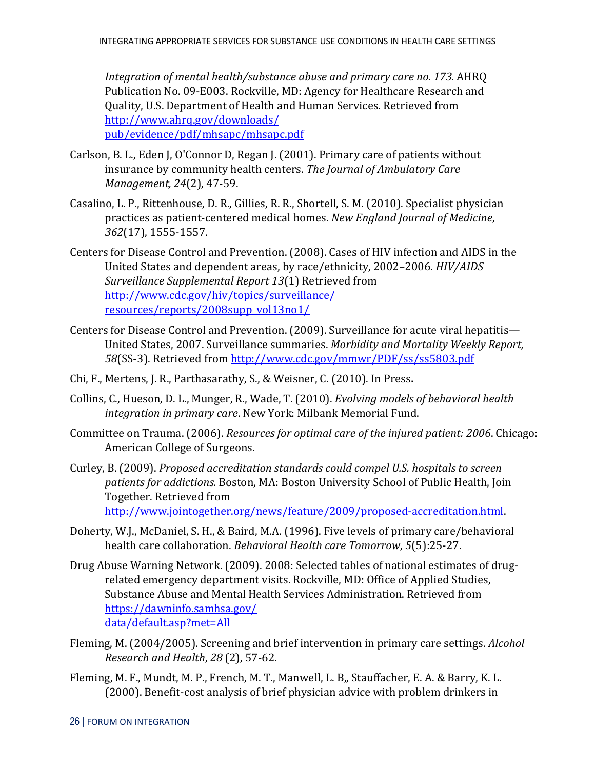*Integration of mental health/substance abuse and primary care no. 173.* AHRQ Publication No. 09-E003. Rockville, MD: Agency for Healthcare Research and Quality, U.S. Department of Health and Human Services. Retrieved from http://www.ahrq.gov/downloads/pub/evidence/pdf/mhsapc/mhsapc.pdf

Carlson, B. L., Eden J, O'Connor D, Regan J. (2001). Primary care of patients without insurance by community health centers. *The Journal of Ambulatory Care Management, 24*(2), 47-59.

Casalino, L. P., Rittenhouse, D. R., Gillies, R. R., Shortell, S. M. (2010). Specialist physician practices as patient-centered medical homes. *New England Journal of Medicine*, *362*(17), 1555-1557.

Centers for Disease Control and Prevention. (2008). Cases of HIV infection and AIDS in the United States and dependent areas, by race/ethnicity, 2002–2006. *HIV/AIDS Surveillance Supplemental Report 13*(1) Retrieved from http://www.cdc.gov/hiv/topics/surveillance/resources/reports/2008supp_vol13no1/

Centers for Disease Control and Prevention. (2009). Surveillance for acute viral hepatitis—United States, 2007. Surveillance summaries. *Morbidity and Mortality Weekly Report, 58*(SS-3). Retrieved from http://www.cdc.gov/mmwr/PDF/ss/ss5803.pdf

Chi, F., Mertens, J. R., Parthasarathy, S., & Weisner, C. (2010). In Press**.**

Collins, C., Hueson, D. L., Munger, R., Wade, T. (2010). *Evolving models of behavioral health integration in primary care*. New York: Milbank Memorial Fund.

Committee on Trauma. (2006). *Resources for optimal care of the injured patient: 2006*. Chicago: American College of Surgeons.

Curley, B. (2009). *Proposed accreditation standards could compel U.S. hospitals to screen patients for addictions.* Boston, MA: Boston University School of Public Health, Join Together. Retrieved from http://www.jointogether.org/news/feature/2009/proposed-accreditation.html.

Doherty, W.J., McDaniel, S. H., & Baird, M.A. (1996). Five levels of primary care/behavioral health care collaboration. *Behavioral Health care Tomorrow*, *5*(5):25-27.

Drug Abuse Warning Network. (2009). 2008: Selected tables of national estimates of drug-related emergency department visits. Rockville, MD: Office of Applied Studies, Substance Abuse and Mental Health Services Administration. Retrieved from https://dawninfo.samhsa.gov/data/default.asp?met=All

Fleming, M. (2004/2005). Screening and brief intervention in primary care settings. *Alcohol Research and Health*, *28* (2), 57-62.

Fleming, M. F., Mundt, M. P., French, M. T., Manwell, L. B,, Stauffacher, E. A. & Barry, K. L. (2000). Benefit-cost analysis of brief physician advice with problem drinkers in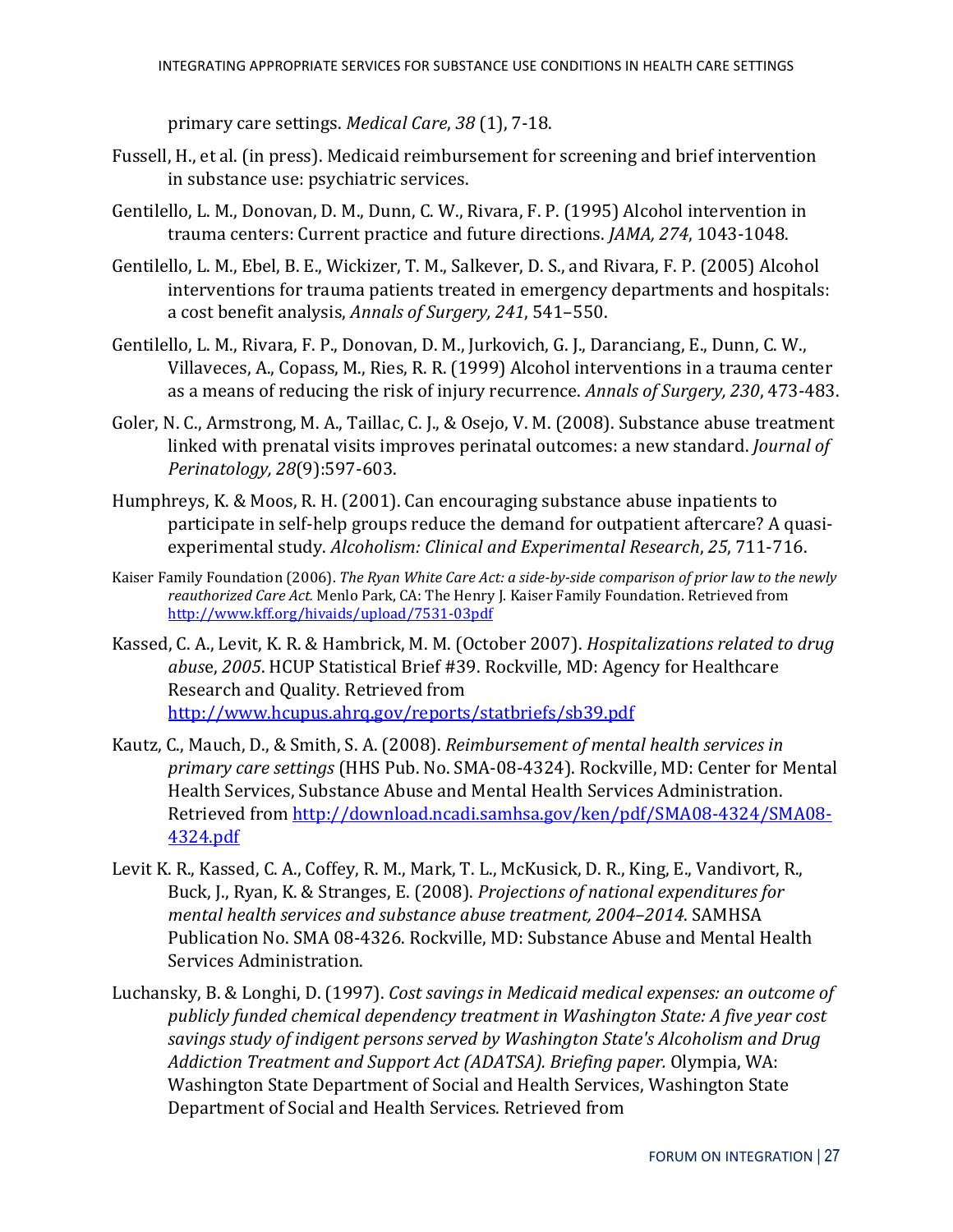primary care settings. *Medical Care*, *38* (1), 7-18.

Fussell, H., et al. (in press). Medicaid reimbursement for screening and brief intervention in substance use: psychiatric services.

Gentilello, L. M., Donovan, D. M., Dunn, C. W., Rivara, F. P. (1995) Alcohol intervention in trauma centers: Current practice and future directions. *JAMA, 274*, 1043-1048.

Gentilello, L. M., Ebel, B. E., Wickizer, T. M., Salkever, D. S., and Rivara, F. P. (2005) Alcohol interventions for trauma patients treated in emergency departments and hospitals: a cost benefit analysis, *Annals of Surgery, 241*, 541–550.

Gentilello, L. M., Rivara, F. P., Donovan, D. M., Jurkovich, G. J., Daranciang, E., Dunn, C. W., Villaveces, A., Copass, M., Ries, R. R. (1999) Alcohol interventions in a trauma center as a means of reducing the risk of injury recurrence. *Annals of Surgery, 230*, 473-483.

Goler, N. C., Armstrong, M. A., Taillac, C. J., & Osejo, V. M. (2008). Substance abuse treatment linked with prenatal visits improves perinatal outcomes: a new standard. *Journal of Perinatology, 28*(9):597-603.

Humphreys, K. & Moos, R. H. (2001). Can encouraging substance abuse inpatients to participate in self-help groups reduce the demand for outpatient aftercare? A quasi-experimental study. *Alcoholism: Clinical and Experimental Research*, *25*, 711-716.

Kaiser Family Foundation (2006). *The Ryan White Care Act: a side-by-side comparison of prior law to the newly reauthorized Care Act.* Menlo Park, CA: The Henry J. Kaiser Family Foundation. Retrieved from http://www.kff.org/hivaids/upload/7531-03pdf

Kassed, C. A., Levit, K. R. & Hambrick, M. M. (October 2007). *Hospitalizations related to drug abuse*, *2005*. HCUP Statistical Brief #39. Rockville, MD: Agency for Healthcare Research and Quality. Retrieved from http://www.hcupus.ahrq.gov/reports/statbriefs/sb39.pdf

Kautz, C., Mauch, D., & Smith, S. A. (2008). *Reimbursement of mental health services in primary care settings* (HHS Pub. No. SMA-08-4324). Rockville, MD: Center for Mental Health Services, Substance Abuse and Mental Health Services Administration. Retrieved from http://download.ncadi.samhsa.gov/ken/pdf/SMA08-4324/SMA08-4324.pdf

Levit K. R., Kassed, C. A., Coffey, R. M., Mark, T. L., McKusick, D. R., King, E., Vandivort, R., Buck, J., Ryan, K. & Stranges, E. (2008). *Projections of national expenditures for mental health services and substance abuse treatment, 2004–2014*. SAMHSA Publication No. SMA 08-4326. Rockville, MD: Substance Abuse and Mental Health Services Administration.

Luchansky, B. & Longhi, D. (1997). *Cost savings in Medicaid medical expenses: an outcome of publicly funded chemical dependency treatment in Washington State: A five year cost savings study of indigent persons served by Washington State's Alcoholism and Drug Addiction Treatment and Support Act (ADATSA). Briefing paper.* Olympia, WA: Washington State Department of Social and Health Services, Washington State Department of Social and Health Services. Retrieved from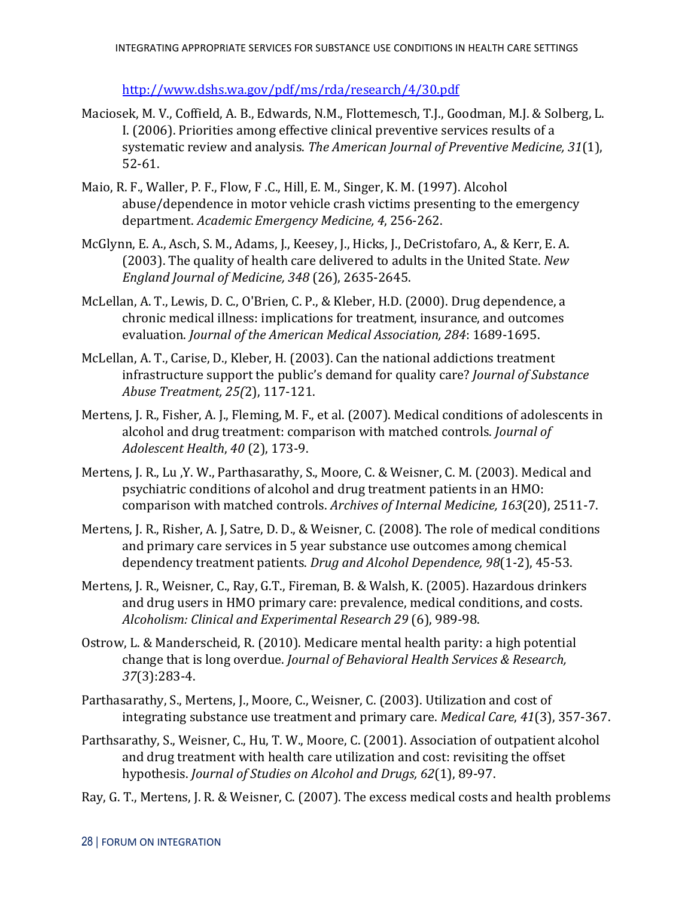http://www.dshs.wa.gov/pdf/ms/rda/research/4/30.pdf

Maciosek, M. V., Coffield, A. B., Edwards, N.M., Flottemesch, T.J., Goodman, M.J. & Solberg, L. I. (2006). Priorities among effective clinical preventive services results of a systematic review and analysis. *The American Journal of Preventive Medicine, 31*(1), 52-61.

Maio, R. F., Waller, P. F., Flow, F .C., Hill, E. M., Singer, K. M. (1997). Alcohol abuse/dependence in motor vehicle crash victims presenting to the emergency department. *Academic Emergency Medicine, 4*, 256-262.

McGlynn, E. A., Asch, S. M., Adams, J., Keesey, J., Hicks, J., DeCristofaro, A., & Kerr, E. A. (2003). The quality of health care delivered to adults in the United State. *New England Journal of Medicine, 348* (26), 2635-2645.

McLellan, A. T., Lewis, D. C., O'Brien, C. P., & Kleber, H.D. (2000). Drug dependence, a chronic medical illness: implications for treatment, insurance, and outcomes evaluation. *Journal of the American Medical Association, 284*: 1689-1695.

McLellan, A. T., Carise, D., Kleber, H. (2003). Can the national addictions treatment infrastructure support the public's demand for quality care? *Journal of Substance Abuse Treatment, 25(*2), 117-121.

Mertens, J. R., Fisher, A. J., Fleming, M. F., et al. (2007). Medical conditions of adolescents in alcohol and drug treatment: comparison with matched controls. *Journal of Adolescent Health*, *40* (2), 173-9.

Mertens, J. R., Lu ,Y. W., Parthasarathy, S., Moore, C. & Weisner, C. M. (2003). Medical and psychiatric conditions of alcohol and drug treatment patients in an HMO: comparison with matched controls. *Archives of Internal Medicine, 163*(20), 2511-7.

Mertens, J. R., Risher, A. J, Satre, D. D., & Weisner, C. (2008). The role of medical conditions and primary care services in 5 year substance use outcomes among chemical dependency treatment patients. *Drug and Alcohol Dependence, 98*(1-2), 45-53.

Mertens, J. R., Weisner, C., Ray, G.T., Fireman, B. & Walsh, K. (2005). Hazardous drinkers and drug users in HMO primary care: prevalence, medical conditions, and costs. *Alcoholism: Clinical and Experimental Research 29* (6), 989-98.

Ostrow, L. & Manderscheid, R. (2010). Medicare mental health parity: a high potential change that is long overdue. *Journal of Behavioral Health Services & Research, 37*(3):283-4.

Parthasarathy, S., Mertens, J., Moore, C., Weisner, C. (2003). Utilization and cost of integrating substance use treatment and primary care. *Medical Care*, *41*(3), 357-367.

Parthsarathy, S., Weisner, C., Hu, T. W., Moore, C. (2001). Association of outpatient alcohol and drug treatment with health care utilization and cost: revisiting the offset hypothesis. *Journal of Studies on Alcohol and Drugs, 62*(1), 89-97.

Ray, G. T., Mertens, J. R. & Weisner, C. (2007). The excess medical costs and health problems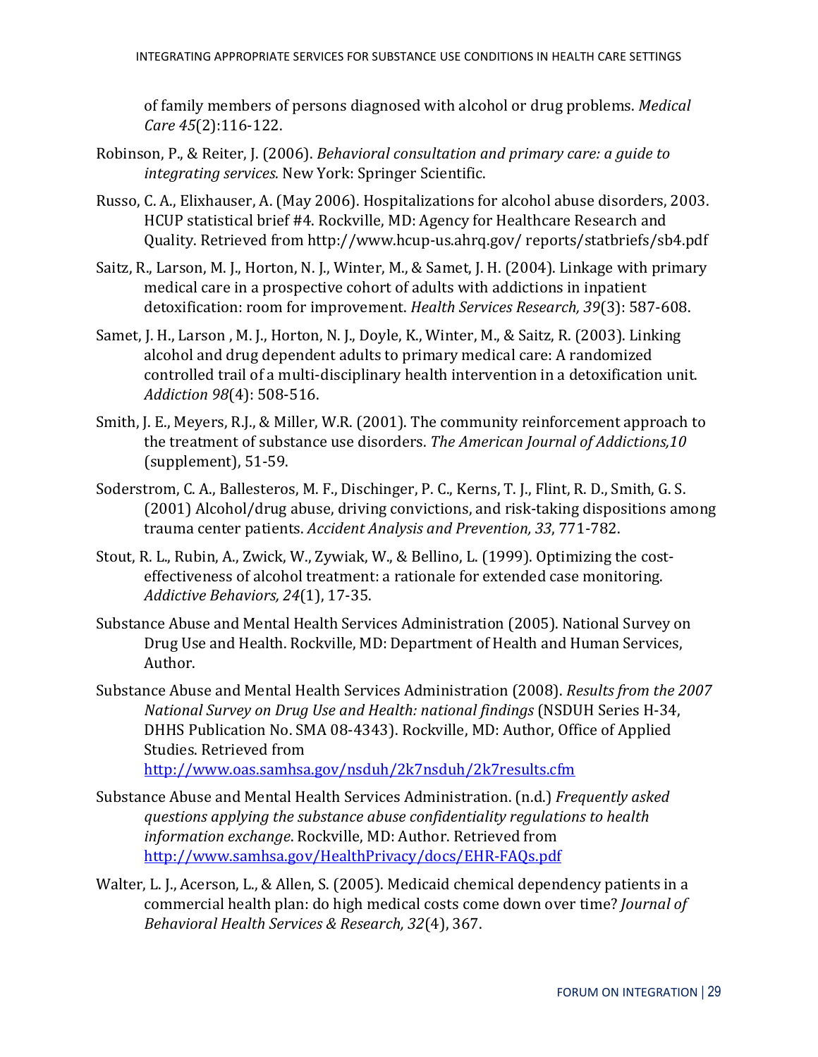of family members of persons diagnosed with alcohol or drug problems. *Medical Care 45*(2):116-122.

Robinson, P., & Reiter, J. (2006). *Behavioral consultation and primary care: a guide to integrating services.* New York: Springer Scientific.

Russo, C. A., Elixhauser, A. (May 2006). Hospitalizations for alcohol abuse disorders, 2003. HCUP statistical brief #4. Rockville, MD: Agency for Healthcare Research and Quality. Retrieved from http://www.hcup-us.ahrq.gov/ reports/statbriefs/sb4.pdf

Saitz, R., Larson, M. J., Horton, N. J., Winter, M., & Samet, J. H. (2004). Linkage with primary medical care in a prospective cohort of adults with addictions in inpatient detoxification: room for improvement. *Health Services Research, 39*(3): 587-608.

Samet, J. H., Larson , M. J., Horton, N. J., Doyle, K., Winter, M., & Saitz, R. (2003). Linking alcohol and drug dependent adults to primary medical care: A randomized controlled trail of a multi-disciplinary health intervention in a detoxification unit. *Addiction 98*(4): 508-516.

Smith, J. E., Meyers, R.J., & Miller, W.R. (2001). The community reinforcement approach to the treatment of substance use disorders. *The American Journal of Addictions,10* (supplement), 51-59.

Soderstrom, C. A., Ballesteros, M. F., Dischinger, P. C., Kerns, T. J., Flint, R. D., Smith, G. S. (2001) Alcohol/drug abuse, driving convictions, and risk-taking dispositions among trauma center patients. *Accident Analysis and Prevention, 33*, 771-782.

Stout, R. L., Rubin, A., Zwick, W., Zywiak, W., & Bellino, L. (1999). Optimizing the cost-effectiveness of alcohol treatment: a rationale for extended case monitoring. *Addictive Behaviors, 24*(1), 17-35.

Substance Abuse and Mental Health Services Administration (2005). National Survey on Drug Use and Health. Rockville, MD: Department of Health and Human Services, Author.

Substance Abuse and Mental Health Services Administration (2008). *Results from the 2007 National Survey on Drug Use and Health: national findings* (NSDUH Series H-34, DHHS Publication No. SMA 08-4343). Rockville, MD: Author, Office of Applied Studies. Retrieved from http://www.oas.samhsa.gov/nsduh/2k7nsduh/2k7results.cfm

Substance Abuse and Mental Health Services Administration. (n.d.) *Frequently asked questions applying the substance abuse confidentiality regulations to health information exchange*. Rockville, MD: Author. Retrieved from http://www.samhsa.gov/HealthPrivacy/docs/EHR-FAQs.pdf

Walter, L. J., Acerson, L., & Allen, S. (2005). Medicaid chemical dependency patients in a commercial health plan: do high medical costs come down over time? *Journal of Behavioral Health Services & Research, 32*(4), 367.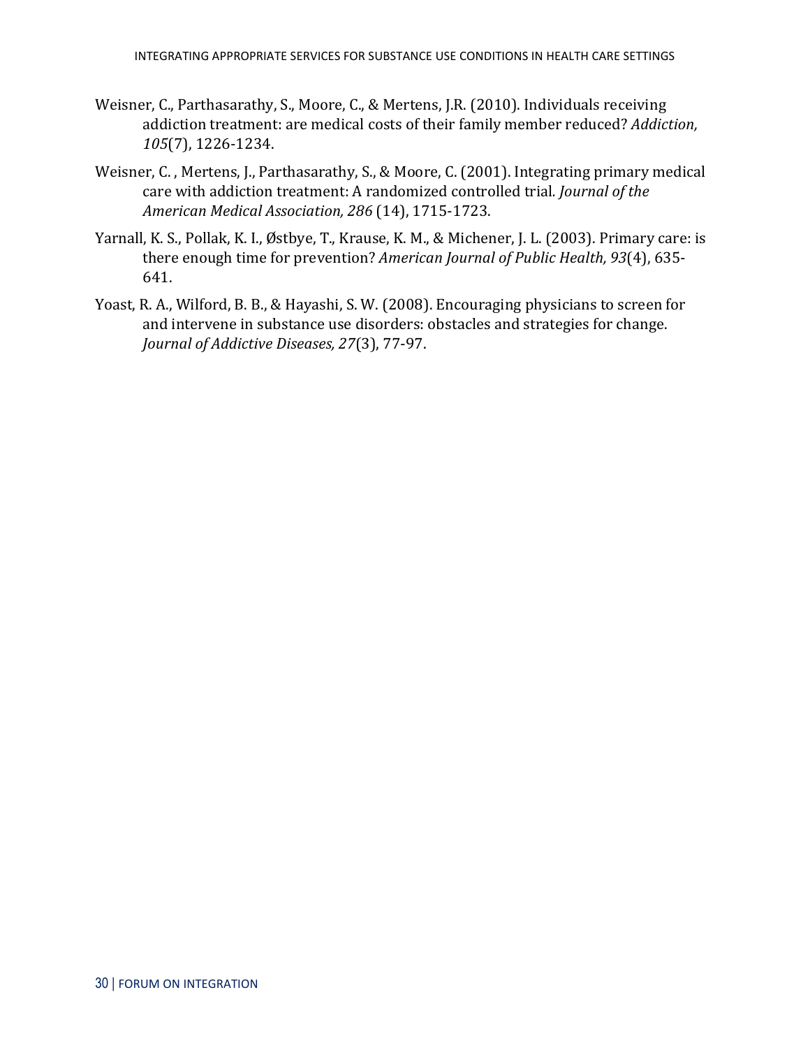Weisner, C., Parthasarathy, S., Moore, C., & Mertens, J.R. (2010). Individuals receiving addiction treatment: are medical costs of their family member reduced? *Addiction, 105*(7), 1226-1234.

Weisner, C. , Mertens, J., Parthasarathy, S., & Moore, C. (2001). Integrating primary medical care with addiction treatment: A randomized controlled trial. *Journal of the American Medical Association, 286* (14), 1715-1723.

Yarnall, K. S., Pollak, K. I., Østbye, T., Krause, K. M., & Michener, J. L. (2003). Primary care: is there enough time for prevention? *American Journal of Public Health, 93*(4), 635-641.

Yoast, R. A., Wilford, B. B., & Hayashi, S. W. (2008). Encouraging physicians to screen for and intervene in substance use disorders: obstacles and strategies for change. *Journal of Addictive Diseases, 27*(3), 77-97.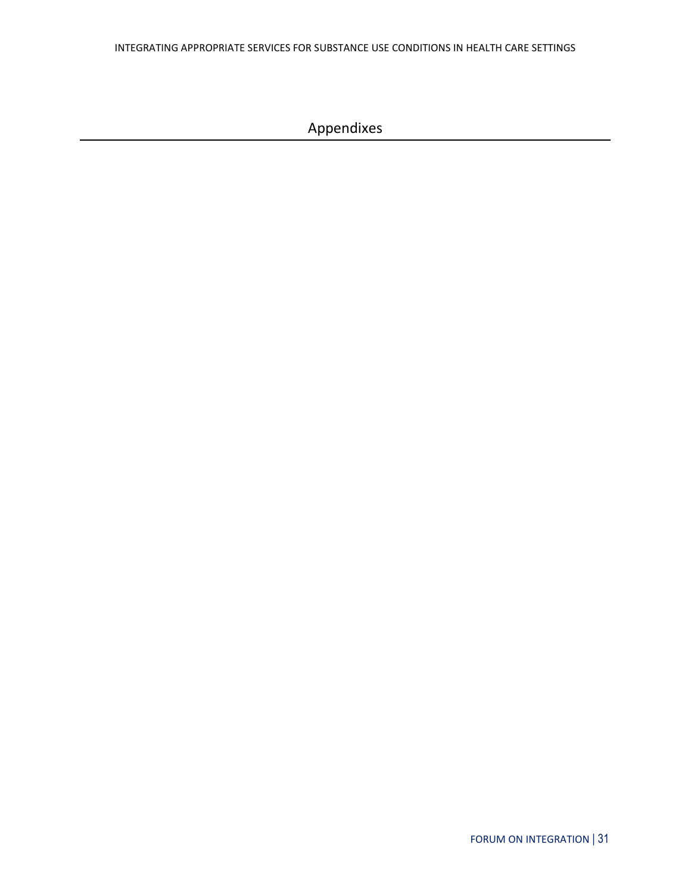# Appendixes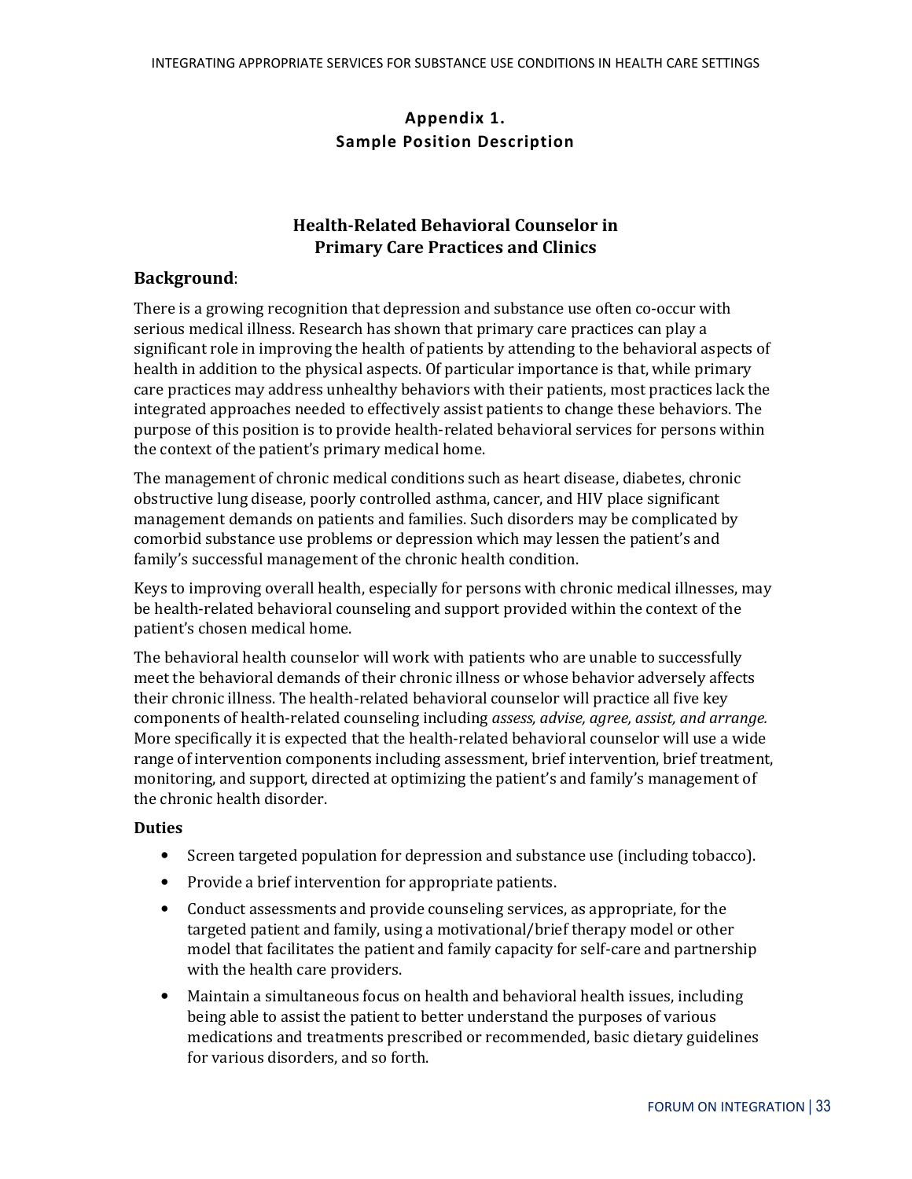## Appendix 1.
## Sample Position Description

### Health-Related Behavioral Counselor in Primary Care Practices and Clinics

**Background**:

There is a growing recognition that depression and substance use often co-occur with serious medical illness. Research has shown that primary care practices can play a significant role in improving the health of patients by attending to the behavioral aspects of health in addition to the physical aspects. Of particular importance is that, while primary care practices may address unhealthy behaviors with their patients, most practices lack the integrated approaches needed to effectively assist patients to change these behaviors. The purpose of this position is to provide health-related behavioral services for persons within the context of the patient's primary medical home.

The management of chronic medical conditions such as heart disease, diabetes, chronic obstructive lung disease, poorly controlled asthma, cancer, and HIV place significant management demands on patients and families. Such disorders may be complicated by comorbid substance use problems or depression which may lessen the patient's and family's successful management of the chronic health condition.

Keys to improving overall health, especially for persons with chronic medical illnesses, may be health-related behavioral counseling and support provided within the context of the patient's chosen medical home.

The behavioral health counselor will work with patients who are unable to successfully meet the behavioral demands of their chronic illness or whose behavior adversely affects their chronic illness. The health-related behavioral counselor will practice all five key components of health-related counseling including *assess, advise, agree, assist, and arrange.* More specifically it is expected that the health-related behavioral counselor will use a wide range of intervention components including assessment, brief intervention, brief treatment, monitoring, and support, directed at optimizing the patient's and family's management of the chronic health disorder.

**Duties**

- Screen targeted population for depression and substance use (including tobacco).
- Provide a brief intervention for appropriate patients.
- Conduct assessments and provide counseling services, as appropriate, for the targeted patient and family, using a motivational/brief therapy model or other model that facilitates the patient and family capacity for self-care and partnership with the health care providers.
- Maintain a simultaneous focus on health and behavioral health issues, including being able to assist the patient to better understand the purposes of various medications and treatments prescribed or recommended, basic dietary guidelines for various disorders, and so forth.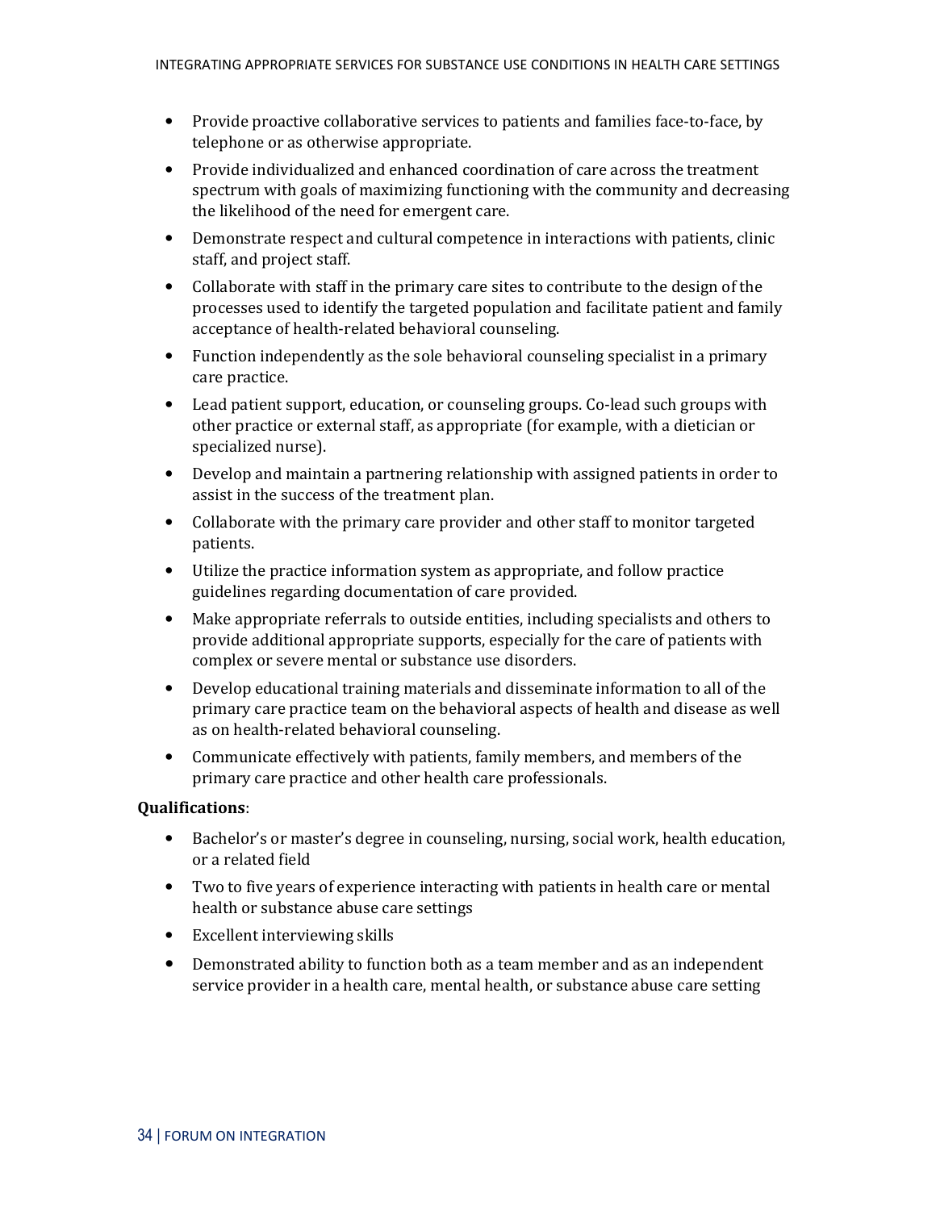- Provide proactive collaborative services to patients and families face-to-face, by telephone or as otherwise appropriate.
- Provide individualized and enhanced coordination of care across the treatment spectrum with goals of maximizing functioning with the community and decreasing the likelihood of the need for emergent care.
- Demonstrate respect and cultural competence in interactions with patients, clinic staff, and project staff.
- Collaborate with staff in the primary care sites to contribute to the design of the processes used to identify the targeted population and facilitate patient and family acceptance of health-related behavioral counseling.
- Function independently as the sole behavioral counseling specialist in a primary care practice.
- Lead patient support, education, or counseling groups. Co-lead such groups with other practice or external staff, as appropriate (for example, with a dietician or specialized nurse).
- Develop and maintain a partnering relationship with assigned patients in order to assist in the success of the treatment plan.
- Collaborate with the primary care provider and other staff to monitor targeted patients.
- Utilize the practice information system as appropriate, and follow practice guidelines regarding documentation of care provided.
- Make appropriate referrals to outside entities, including specialists and others to provide additional appropriate supports, especially for the care of patients with complex or severe mental or substance use disorders.
- Develop educational training materials and disseminate information to all of the primary care practice team on the behavioral aspects of health and disease as well as on health-related behavioral counseling.
- Communicate effectively with patients, family members, and members of the primary care practice and other health care professionals.

**Qualifications**:

- Bachelor's or master's degree in counseling, nursing, social work, health education, or a related field
- Two to five years of experience interacting with patients in health care or mental health or substance abuse care settings
- Excellent interviewing skills
- Demonstrated ability to function both as a team member and as an independent service provider in a health care, mental health, or substance abuse care setting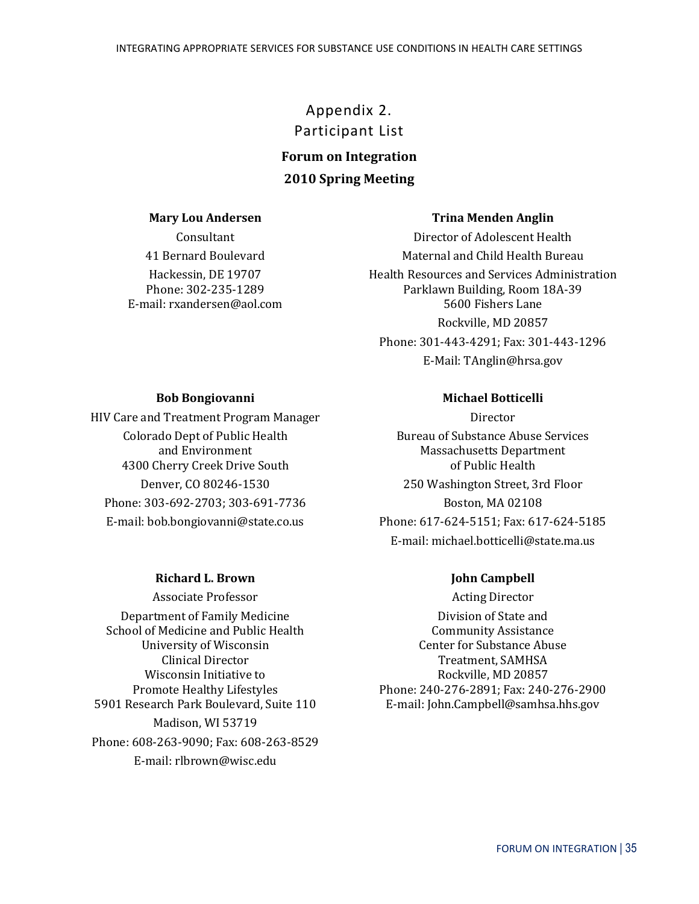# Appendix 2.
# Participant List

**Forum on Integration**

**2010 Spring Meeting**

**Mary Lou Andersen**

Consultant
41 Bernard Boulevard
Hackessin, DE 19707
Phone: 302-235-1289
E-mail: rxandersen@aol.com

**Trina Menden Anglin**

Director of Adolescent Health
Maternal and Child Health Bureau
Health Resources and Services Administration
Parklawn Building, Room 18A-39
5600 Fishers Lane
Rockville, MD 20857
Phone: 301-443-4291; Fax: 301-443-1296
E-Mail: TAnglin@hrsa.gov

**Bob Bongiovanni**

HIV Care and Treatment Program Manager
Colorado Dept of Public Health and Environment
4300 Cherry Creek Drive South
Denver, CO 80246-1530
Phone: 303-692-2703; 303-691-7736
E-mail: bob.bongiovanni@state.co.us

**Michael Botticelli**

Director
Bureau of Substance Abuse Services
Massachusetts Department of Public Health
250 Washington Street, 3rd Floor
Boston, MA 02108
Phone: 617-624-5151; Fax: 617-624-5185
E-mail: michael.botticelli@state.ma.us

**Richard L. Brown**

Associate Professor
Department of Family Medicine
School of Medicine and Public Health
University of Wisconsin
Clinical Director
Wisconsin Initiative to Promote Healthy Lifestyles
5901 Research Park Boulevard, Suite 110
Madison, WI 53719
Phone: 608-263-9090; Fax: 608-263-8529
E-mail: rlbrown@wisc.edu

**John Campbell**

Acting Director
Division of State and Community Assistance
Center for Substance Abuse Treatment, SAMHSA
Rockville, MD 20857
Phone: 240-276-2891; Fax: 240-276-2900
E-mail: John.Campbell@samhsa.hhs.gov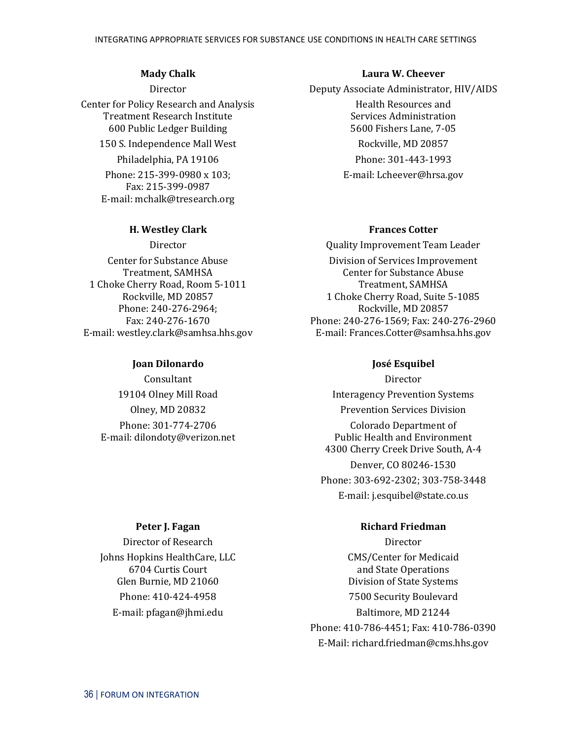**Mady Chalk**

Director

Center for Policy Research and Analysis
Treatment Research Institute
600 Public Ledger Building

150 S. Independence Mall West

Philadelphia, PA 19106

Phone: 215-399-0980 x 103;
Fax: 215-399-0987
E-mail: mchalk@tresearch.org

**Laura W. Cheever**

Deputy Associate Administrator, HIV/AIDS

Health Resources and
Services Administration
5600 Fishers Lane, 7-05

Rockville, MD 20857

Phone: 301-443-1993

E-mail: Lcheever@hrsa.gov

**H. Westley Clark**

Director

Center for Substance Abuse
Treatment, SAMHSA
1 Choke Cherry Road, Room 5-1011
Rockville, MD 20857
Phone: 240-276-2964;
Fax: 240-276-1670
E-mail: westley.clark@samhsa.hhs.gov

**Frances Cotter**

Quality Improvement Team Leader

Division of Services Improvement
Center for Substance Abuse
Treatment, SAMHSA
1 Choke Cherry Road, Suite 5-1085
Rockville, MD 20857
Phone: 240-276-1569; Fax: 240-276-2960
E-mail: Frances.Cotter@samhsa.hhs.gov

**Joan Dilonardo**

Consultant

19104 Olney Mill Road

Olney, MD 20832

Phone: 301-774-2706
E-mail: dilondoty@verizon.net

**José Esquibel**

Director

Interagency Prevention Systems

Prevention Services Division

Colorado Department of
Public Health and Environment
4300 Cherry Creek Drive South, A-4

Denver, CO 80246-1530

Phone: 303-692-2302; 303-758-3448

E-mail: j.esquibel@state.co.us

**Peter J. Fagan**

Director of Research

Johns Hopkins HealthCare, LLC
6704 Curtis Court
Glen Burnie, MD 21060

Phone: 410-424-4958

E-mail: pfagan@jhmi.edu

**Richard Friedman**

Director

CMS/Center for Medicaid
and State Operations
Division of State Systems

7500 Security Boulevard

Baltimore, MD 21244

Phone: 410-786-4451; Fax: 410-786-0390

E-Mail: richard.friedman@cms.hhs.gov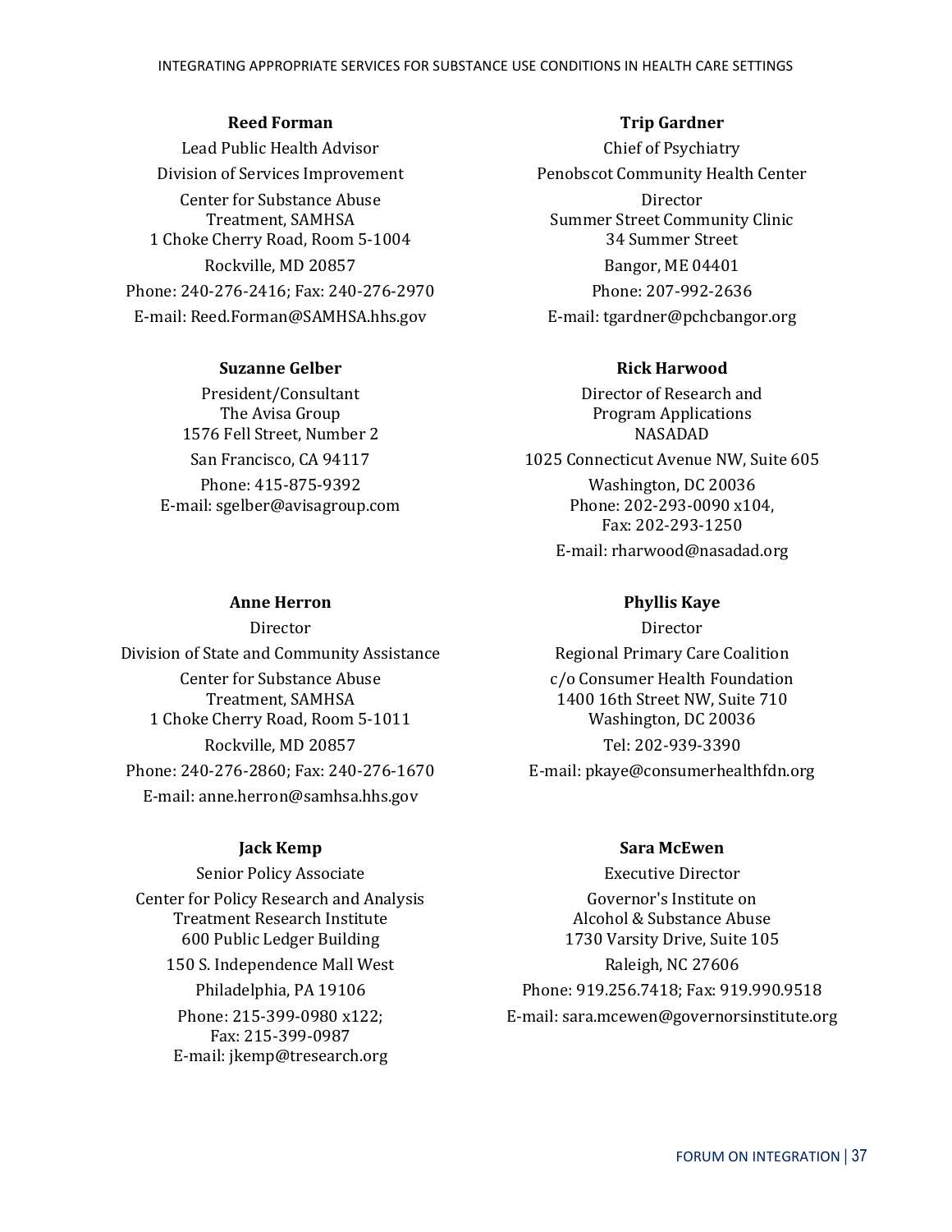**Reed Forman**

Lead Public Health Advisor

Division of Services Improvement

Center for Substance Abuse Treatment, SAMHSA
1 Choke Cherry Road, Room 5-1004

Rockville, MD 20857

Phone: 240-276-2416; Fax: 240-276-2970

E-mail: Reed.Forman@SAMHSA.hhs.gov

**Trip Gardner**

Chief of Psychiatry

Penobscot Community Health Center

Director
Summer Street Community Clinic
34 Summer Street

Bangor, ME 04401

Phone: 207-992-2636

E-mail: tgardner@pchcbangor.org

**Suzanne Gelber**

President/Consultant
The Avisa Group
1576 Fell Street, Number 2

San Francisco, CA 94117

Phone: 415-875-9392
E-mail: sgelber@avisagroup.com

**Rick Harwood**

Director of Research and Program Applications
NASADAD

1025 Connecticut Avenue NW, Suite 605

Washington, DC 20036
Phone: 202-293-0090 x104,
Fax: 202-293-1250

E-mail: rharwood@nasadad.org

**Anne Herron**

Director

Division of State and Community Assistance

Center for Substance Abuse Treatment, SAMHSA
1 Choke Cherry Road, Room 5-1011

Rockville, MD 20857

Phone: 240-276-2860; Fax: 240-276-1670

E-mail: anne.herron@samhsa.hhs.gov

**Phyllis Kaye**

Director

Regional Primary Care Coalition

c/o Consumer Health Foundation
1400 16th Street NW, Suite 710
Washington, DC 20036

Tel: 202-939-3390

E-mail: pkaye@consumerhealthfdn.org

**Jack Kemp**

Senior Policy Associate

Center for Policy Research and Analysis
Treatment Research Institute
600 Public Ledger Building

150 S. Independence Mall West

Philadelphia, PA 19106

Phone: 215-399-0980 x122;
Fax: 215-399-0987
E-mail: jkemp@tresearch.org

**Sara McEwen**

Executive Director

Governor's Institute on Alcohol & Substance Abuse
1730 Varsity Drive, Suite 105

Raleigh, NC 27606

Phone: 919.256.7418; Fax: 919.990.9518

E-mail: sara.mcewen@governorsinstitute.org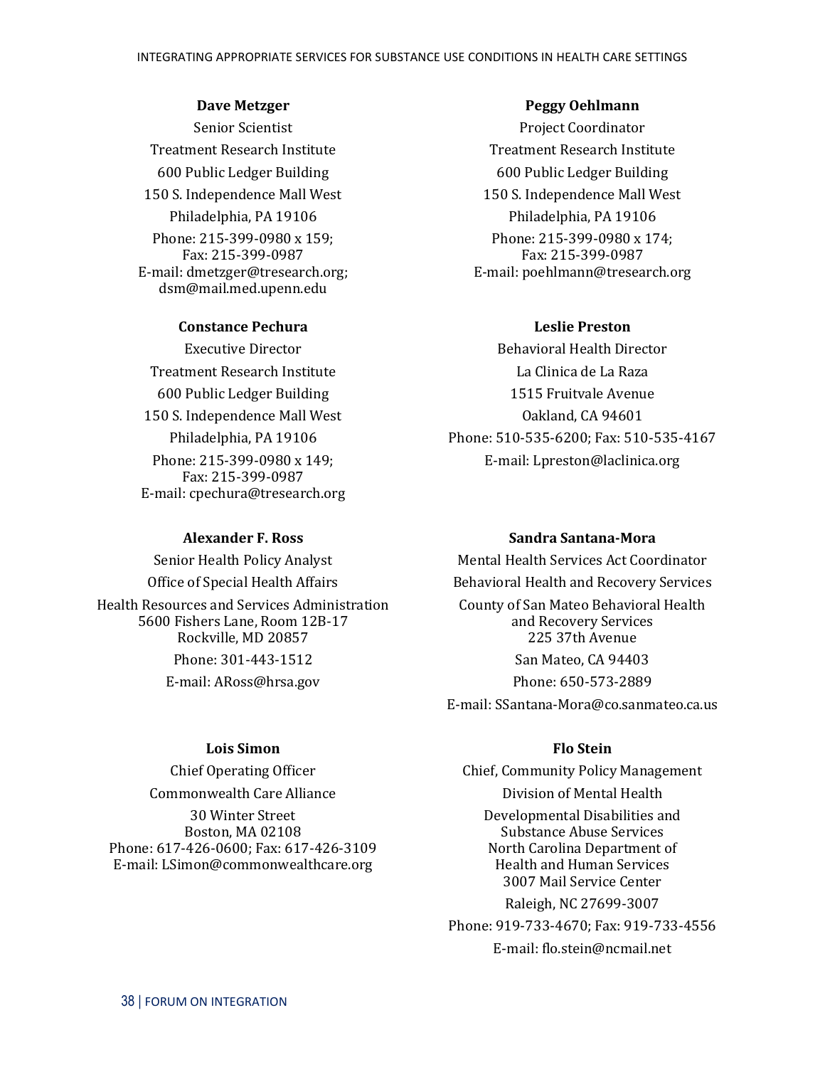**Dave Metzger**

Senior Scientist

Treatment Research Institute

600 Public Ledger Building

150 S. Independence Mall West

Philadelphia, PA 19106

Phone: 215-399-0980 x 159;
Fax: 215-399-0987
E-mail: dmetzger@tresearch.org;
dsm@mail.med.upenn.edu

**Peggy Oehlmann**

Project Coordinator

Treatment Research Institute

600 Public Ledger Building

150 S. Independence Mall West

Philadelphia, PA 19106

Phone: 215-399-0980 x 174;
Fax: 215-399-0987
E-mail: poehlmann@tresearch.org

**Constance Pechura**

Executive Director

Treatment Research Institute

600 Public Ledger Building

150 S. Independence Mall West

Philadelphia, PA 19106

Phone: 215-399-0980 x 149;
Fax: 215-399-0987
E-mail: cpechura@tresearch.org

**Leslie Preston**

Behavioral Health Director

La Clinica de La Raza

1515 Fruitvale Avenue

Oakland, CA 94601

Phone: 510-535-6200; Fax: 510-535-4167

E-mail: Lpreston@laclinica.org

**Alexander F. Ross**

Senior Health Policy Analyst

Office of Special Health Affairs

Health Resources and Services Administration
5600 Fishers Lane, Room 12B-17
Rockville, MD 20857

Phone: 301-443-1512

E-mail: ARoss@hrsa.gov

**Sandra Santana-Mora**

Mental Health Services Act Coordinator

Behavioral Health and Recovery Services

County of San Mateo Behavioral Health
and Recovery Services
225 37th Avenue

San Mateo, CA 94403

Phone: 650-573-2889

E-mail: SSantana-Mora@co.sanmateo.ca.us

**Lois Simon**

Chief Operating Officer

Commonwealth Care Alliance

30 Winter Street
Boston, MA 02108
Phone: 617-426-0600; Fax: 617-426-3109
E-mail: LSimon@commonwealthcare.org

**Flo Stein**

Chief, Community Policy Management

Division of Mental Health

Developmental Disabilities and
Substance Abuse Services
North Carolina Department of
Health and Human Services
3007 Mail Service Center

Raleigh, NC 27699-3007

Phone: 919-733-4670; Fax: 919-733-4556

E-mail: flo.stein@ncmail.net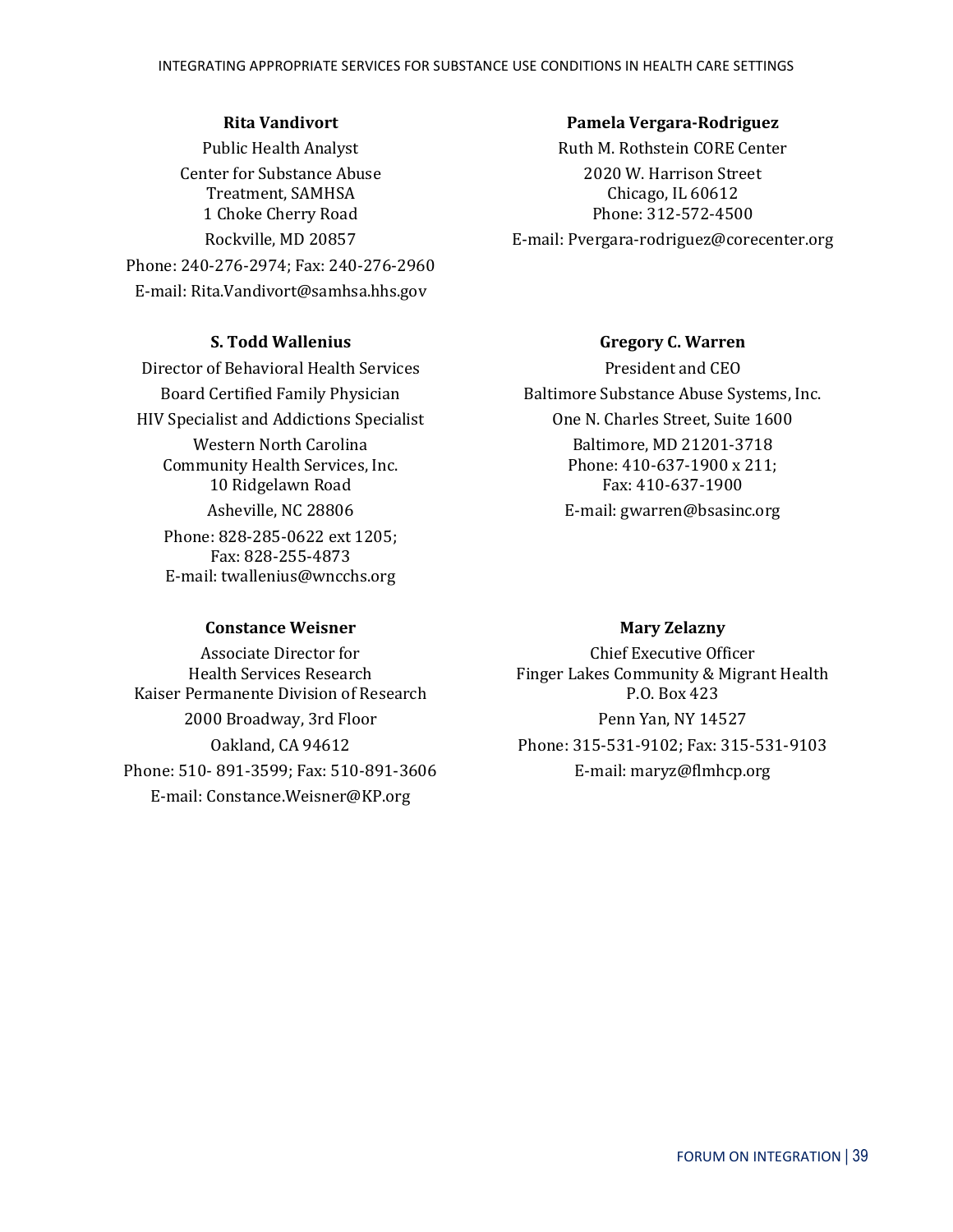**Rita Vandivort**

Public Health Analyst

Center for Substance Abuse Treatment, SAMHSA

1 Choke Cherry Road

Rockville, MD 20857

Phone: 240-276-2974; Fax: 240-276-2960

E-mail: Rita.Vandivort@samhsa.hhs.gov

**Pamela Vergara-Rodriguez**

Ruth M. Rothstein CORE Center

2020 W. Harrison Street

Chicago, IL 60612

Phone: 312-572-4500

E-mail: Pvergara-rodriguez@corecenter.org

**S. Todd Wallenius**

Director of Behavioral Health Services

Board Certified Family Physician

HIV Specialist and Addictions Specialist

Western North Carolina Community Health Services, Inc.

10 Ridgelawn Road

Asheville, NC 28806

Phone: 828-285-0622 ext 1205;

Fax: 828-255-4873

E-mail: twallenius@wncchs.org

**Gregory C. Warren**

President and CEO

Baltimore Substance Abuse Systems, Inc.

One N. Charles Street, Suite 1600

Baltimore, MD 21201-3718

Phone: 410-637-1900 x 211;

Fax: 410-637-1900

E-mail: gwarren@bsasinc.org

**Constance Weisner**

Associate Director for Health Services Research

Kaiser Permanente Division of Research

2000 Broadway, 3rd Floor

Oakland, CA 94612

Phone: 510- 891-3599; Fax: 510-891-3606

E-mail: Constance.Weisner@KP.org

**Mary Zelazny**

Chief Executive Officer

Finger Lakes Community & Migrant Health

P.O. Box 423

Penn Yan, NY 14527

Phone: 315-531-9102; Fax: 315-531-9103

E-mail: maryz@flmhcp.org